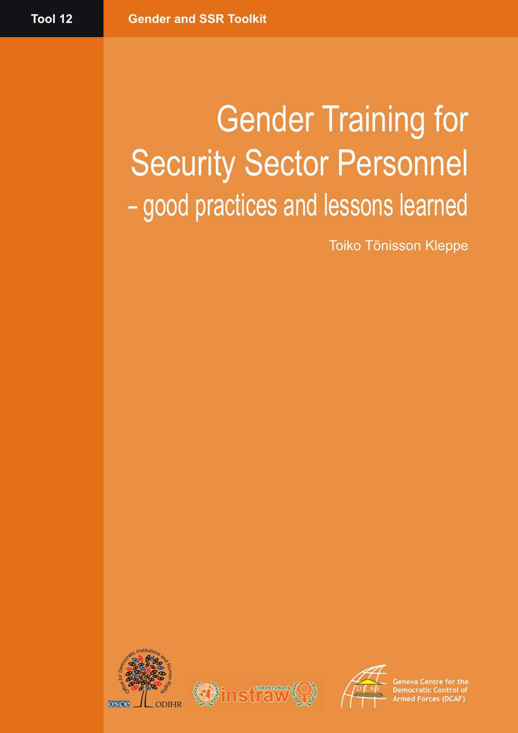Tool 12

Gender and SSR Toolkit

# Gender Training for Security Sector Personnel – good practices and lessons learned

Toiko Tõnisson Kleppe

Geneva Centre for the Democratic Control of Armed Forces (DCAF)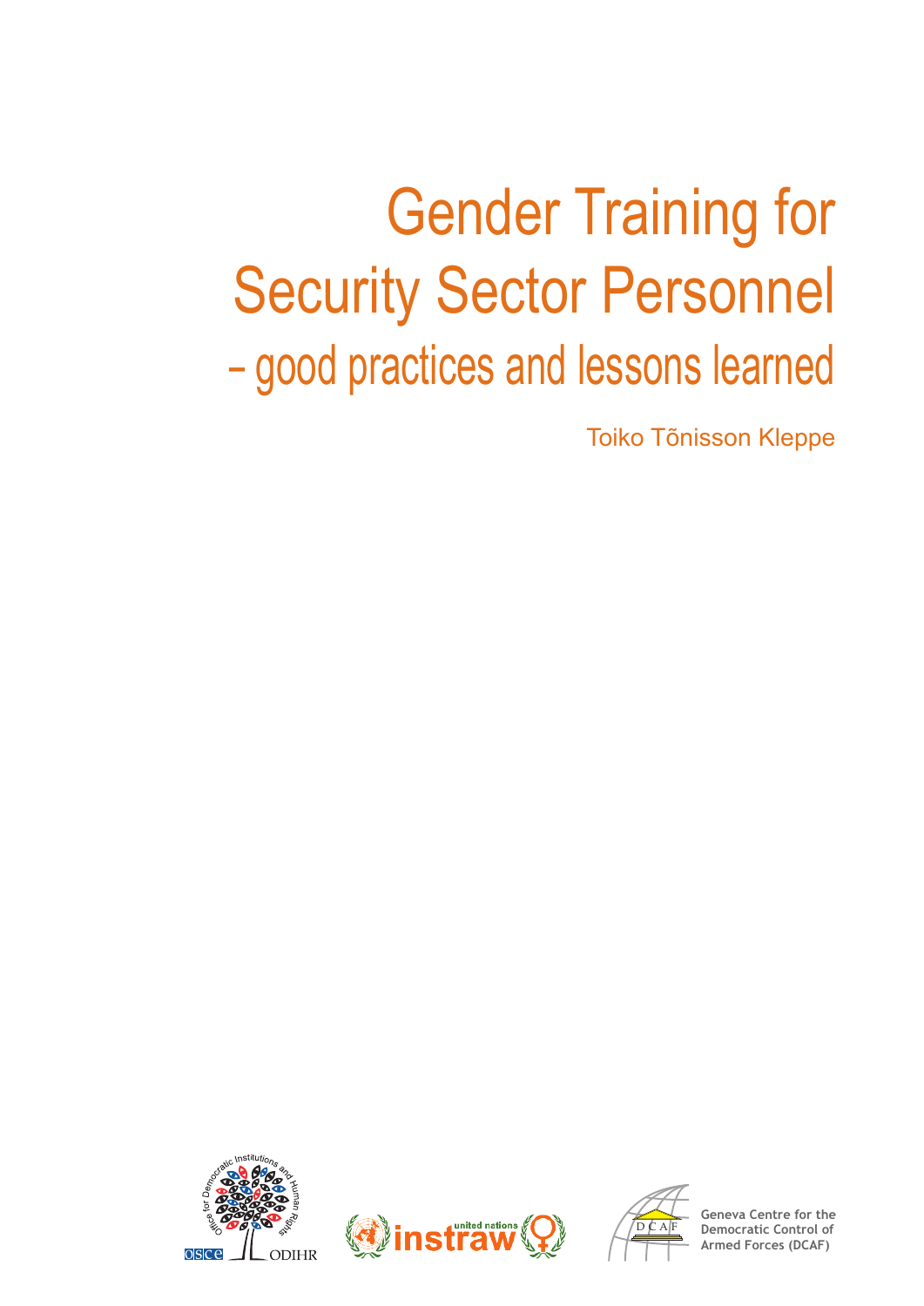# Gender Training for Security Sector Personnel

## – good practices and lessons learned

Toiko Tõnisson Kleppe

Geneva Centre for the Democratic Control of Armed Forces (DCAF)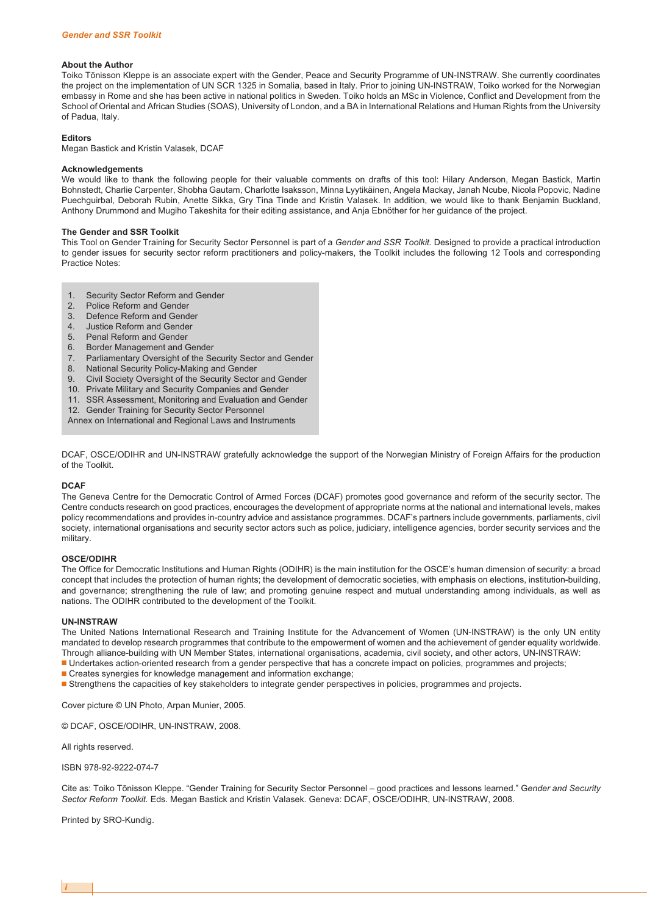## About the Author

Toiko Tõnisson Kleppe is an associate expert with the Gender, Peace and Security Programme of UN-INSTRAW. She currently coordinates the project on the implementation of UN SCR 1325 in Somalia, based in Italy. Prior to joining UN-INSTRAW, Toiko worked for the Norwegian embassy in Rome and she has been active in national politics in Sweden. Toiko holds an MSc in Violence, Conflict and Development from the School of Oriental and African Studies (SOAS), University of London, and a BA in International Relations and Human Rights from the University of Padua, Italy.

## Editors

Megan Bastick and Kristin Valasek, DCAF

## Acknowledgements

We would like to thank the following people for their valuable comments on drafts of this tool: Hilary Anderson, Megan Bastick, Martin Bohnstedt, Charlie Carpenter, Shobha Gautam, Charlotte Isaksson, Minna Lyytikäinen, Angela Mackay, Janah Ncube, Nicola Popovic, Nadine Puechguirbal, Deborah Rubin, Anette Sikka, Gry Tina Tinde and Kristin Valasek. In addition, we would like to thank Benjamin Buckland, Anthony Drummond and Mugiho Takeshita for their editing assistance, and Anja Ebnöther for her guidance of the project.

## The Gender and SSR Toolkit

This Tool on Gender Training for Security Sector Personnel is part of a *Gender and SSR Toolkit.* Designed to provide a practical introduction to gender issues for security sector reform practitioners and policy-makers, the Toolkit includes the following 12 Tools and corresponding Practice Notes:

1. Security Sector Reform and Gender
2. Police Reform and Gender
3. Defence Reform and Gender
4. Justice Reform and Gender
5. Penal Reform and Gender
6. Border Management and Gender
7. Parliamentary Oversight of the Security Sector and Gender
8. National Security Policy-Making and Gender
9. Civil Society Oversight of the Security Sector and Gender
10. Private Military and Security Companies and Gender
11. SSR Assessment, Monitoring and Evaluation and Gender
12. Gender Training for Security Sector Personnel

Annex on International and Regional Laws and Instruments

DCAF, OSCE/ODIHR and UN-INSTRAW gratefully acknowledge the support of the Norwegian Ministry of Foreign Affairs for the production of the Toolkit.

## DCAF

The Geneva Centre for the Democratic Control of Armed Forces (DCAF) promotes good governance and reform of the security sector. The Centre conducts research on good practices, encourages the development of appropriate norms at the national and international levels, makes policy recommendations and provides in-country advice and assistance programmes. DCAF's partners include governments, parliaments, civil society, international organisations and security sector actors such as police, judiciary, intelligence agencies, border security services and the military.

## OSCE/ODIHR

The Office for Democratic Institutions and Human Rights (ODIHR) is the main institution for the OSCE's human dimension of security: a broad concept that includes the protection of human rights; the development of democratic societies, with emphasis on elections, institution-building, and governance; strengthening the rule of law; and promoting genuine respect and mutual understanding among individuals, as well as nations. The ODIHR contributed to the development of the Toolkit.

## UN-INSTRAW

The United Nations International Research and Training Institute for the Advancement of Women (UN-INSTRAW) is the only UN entity mandated to develop research programmes that contribute to the empowerment of women and the achievement of gender equality worldwide. Through alliance-building with UN Member States, international organisations, academia, civil society, and other actors, UN-INSTRAW:

- Undertakes action-oriented research from a gender perspective that has a concrete impact on policies, programmes and projects;
- Creates synergies for knowledge management and information exchange;
- Strengthens the capacities of key stakeholders to integrate gender perspectives in policies, programmes and projects.

Cover picture © UN Photo, Arpan Munier, 2005.

© DCAF, OSCE/ODIHR, UN-INSTRAW, 2008.

All rights reserved.

ISBN 978-92-9222-074-7

Cite as: Toiko Tõnisson Kleppe. "Gender Training for Security Sector Personnel – good practices and lessons learned." G*ender and Security Sector Reform Toolkit.* Eds. Megan Bastick and Kristin Valasek. Geneva: DCAF, OSCE/ODIHR, UN-INSTRAW, 2008.

Printed by SRO-Kundig.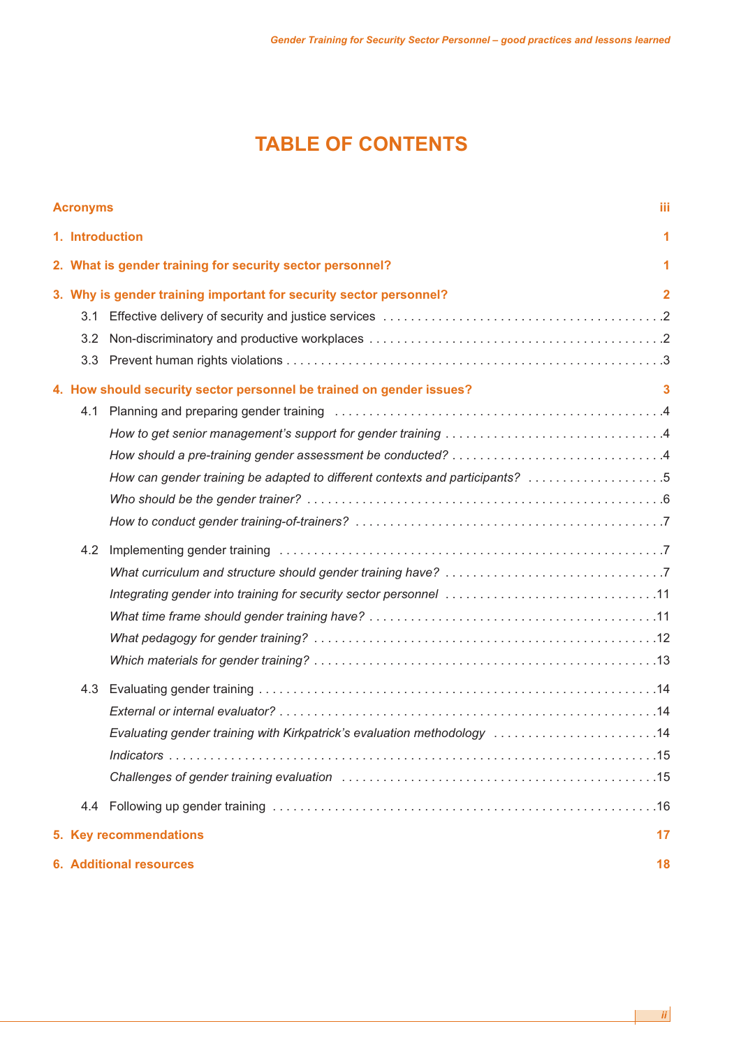# TABLE OF CONTENTS

**Acronyms** iii

**1. Introduction** 1

**2. What is gender training for security sector personnel?** 1

**3. Why is gender training important for security sector personnel?** 2

- 3.1 Effective delivery of security and justice services . . . . . . . . . . . 2
- 3.2 Non-discriminatory and productive workplaces . . . . . . . . . . . 2
- 3.3 Prevent human rights violations . . . . . . . . . . . 3

**4. How should security sector personnel be trained on gender issues?** 3

- 4.1 Planning and preparing gender training . . . . . . . . . . . 4
  - *How to get senior management's support for gender training* . . . . . . . . . . . 4
  - *How should a pre-training gender assessment be conducted?* . . . . . . . . . . . 4
  - *How can gender training be adapted to different contexts and participants?* . . . . . . . . . . . 5
  - *Who should be the gender trainer?* . . . . . . . . . . . 6
  - *How to conduct gender training-of-trainers?* . . . . . . . . . . . 7
- 4.2 Implementing gender training . . . . . . . . . . . 7
  - *What curriculum and structure should gender training have?* . . . . . . . . . . . 7
  - *Integrating gender into training for security sector personnel* . . . . . . . . . . . 11
  - *What time frame should gender training have?* . . . . . . . . . . . 11
  - *What pedagogy for gender training?* . . . . . . . . . . . 12
  - *Which materials for gender training?* . . . . . . . . . . . 13
- 4.3 Evaluating gender training . . . . . . . . . . . 14
  - *External or internal evaluator?* . . . . . . . . . . . 14
  - *Evaluating gender training with Kirkpatrick's evaluation methodology* . . . . . . . . . . . 14
  - *Indicators* . . . . . . . . . . . 15
  - *Challenges of gender training evaluation* . . . . . . . . . . . 15
- 4.4 Following up gender training . . . . . . . . . . . 16

**5. Key recommendations** 17

**6. Additional resources** 18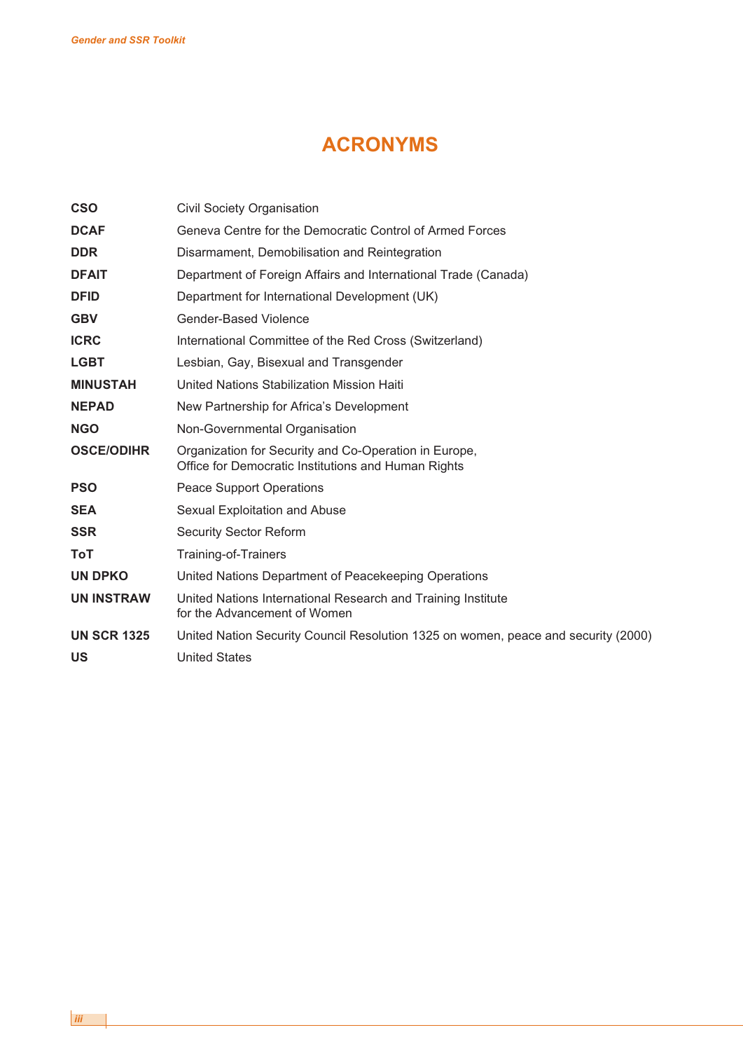# ACRONYMS

| | |
|---|---|
| **CSO** | Civil Society Organisation |
| **DCAF** | Geneva Centre for the Democratic Control of Armed Forces |
| **DDR** | Disarmament, Demobilisation and Reintegration |
| **DFAIT** | Department of Foreign Affairs and International Trade (Canada) |
| **DFID** | Department for International Development (UK) |
| **GBV** | Gender-Based Violence |
| **ICRC** | International Committee of the Red Cross (Switzerland) |
| **LGBT** | Lesbian, Gay, Bisexual and Transgender |
| **MINUSTAH** | United Nations Stabilization Mission Haiti |
| **NEPAD** | New Partnership for Africa's Development |
| **NGO** | Non-Governmental Organisation |
| **OSCE/ODIHR** | Organization for Security and Co-Operation in Europe, Office for Democratic Institutions and Human Rights |
| **PSO** | Peace Support Operations |
| **SEA** | Sexual Exploitation and Abuse |
| **SSR** | Security Sector Reform |
| **ToT** | Training-of-Trainers |
| **UN DPKO** | United Nations Department of Peacekeeping Operations |
| **UN INSTRAW** | United Nations International Research and Training Institute for the Advancement of Women |
| **UN SCR 1325** | United Nation Security Council Resolution 1325 on women, peace and security (2000) |
| **US** | United States |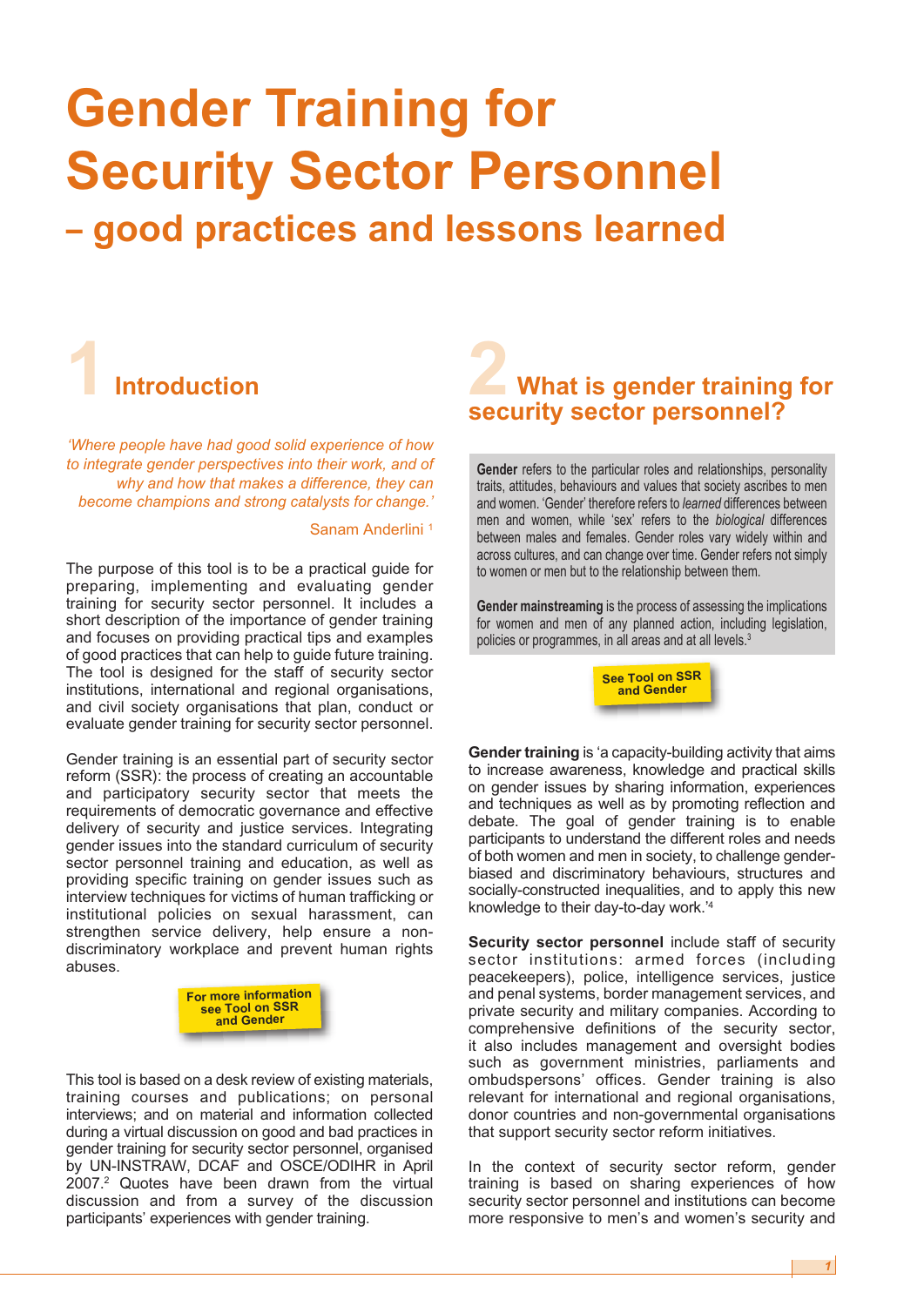# Gender Training for Security Sector Personnel

## – good practices and lessons learned

## 1 Introduction

*'Where people have had good solid experience of how to integrate gender perspectives into their work, and of why and how that makes a difference, they can become champions and strong catalysts for change.'*

Sanam Anderlini [1]

The purpose of this tool is to be a practical guide for preparing, implementing and evaluating gender training for security sector personnel. It includes a short description of the importance of gender training and focuses on providing practical tips and examples of good practices that can help to guide future training. The tool is designed for the staff of security sector institutions, international and regional organisations, and civil society organisations that plan, conduct or evaluate gender training for security sector personnel.

Gender training is an essential part of security sector reform (SSR): the process of creating an accountable and participatory security sector that meets the requirements of democratic governance and effective delivery of security and justice services. Integrating gender issues into the standard curriculum of security sector personnel training and education, as well as providing specific training on gender issues such as interview techniques for victims of human trafficking or institutional policies on sexual harassment, can strengthen service delivery, help ensure a non-discriminatory workplace and prevent human rights abuses.

**For more information see Tool on SSR and Gender**

This tool is based on a desk review of existing materials, training courses and publications; on personal interviews; and on material and information collected during a virtual discussion on good and bad practices in gender training for security sector personnel, organised by UN-INSTRAW, DCAF and OSCE/ODIHR in April 2007.[2] Quotes have been drawn from the virtual discussion and from a survey of the discussion participants' experiences with gender training.

## 2 What is gender training for security sector personnel?

**Gender** refers to the particular roles and relationships, personality traits, attitudes, behaviours and values that society ascribes to men and women. 'Gender' therefore refers to *learned* differences between men and women, while 'sex' refers to the *biological* differences between males and females. Gender roles vary widely within and across cultures, and can change over time. Gender refers not simply to women or men but to the relationship between them.

**Gender mainstreaming** is the process of assessing the implications for women and men of any planned action, including legislation, policies or programmes, in all areas and at all levels.[3]

**See Tool on SSR and Gender**

**Gender training** is 'a capacity-building activity that aims to increase awareness, knowledge and practical skills on gender issues by sharing information, experiences and techniques as well as by promoting reflection and debate. The goal of gender training is to enable participants to understand the different roles and needs of both women and men in society, to challenge gender-biased and discriminatory behaviours, structures and socially-constructed inequalities, and to apply this new knowledge to their day-to-day work.'[4]

**Security sector personnel** include staff of security sector institutions: armed forces (including peacekeepers), police, intelligence services, justice and penal systems, border management services, and private security and military companies. According to comprehensive definitions of the security sector, it also includes management and oversight bodies such as government ministries, parliaments and ombudspersons' offices. Gender training is also relevant for international and regional organisations, donor countries and non-governmental organisations that support security sector reform initiatives.

In the context of security sector reform, gender training is based on sharing experiences of how security sector personnel and institutions can become more responsive to men's and women's security and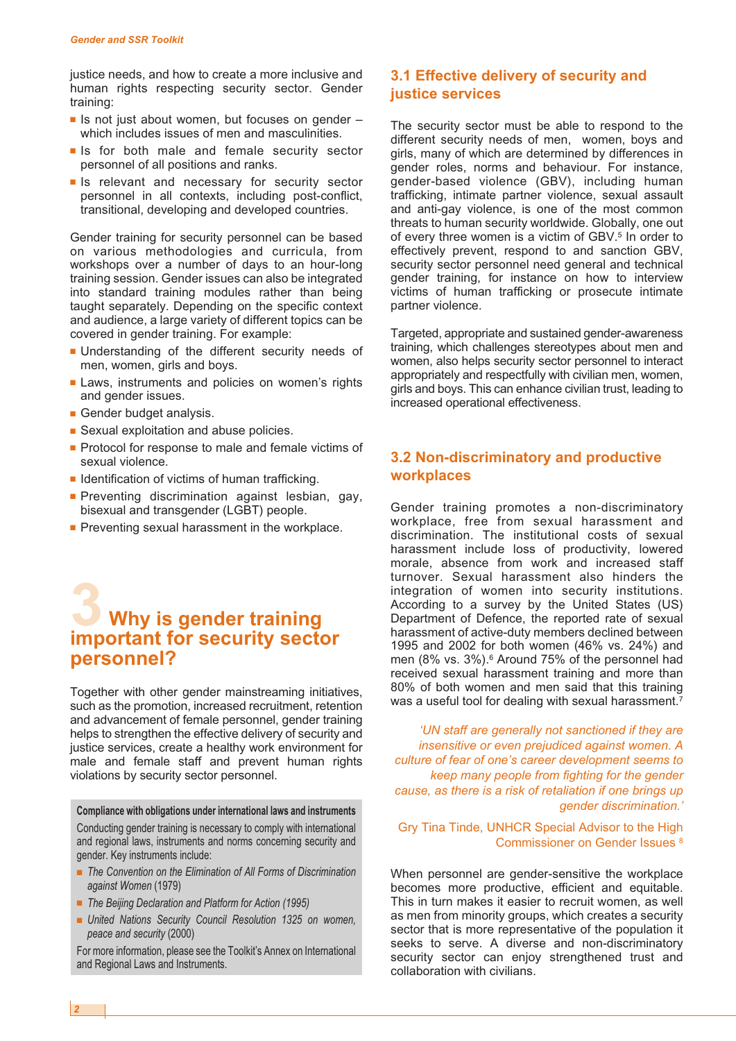justice needs, and how to create a more inclusive and human rights respecting security sector. Gender training:

- Is not just about women, but focuses on gender – which includes issues of men and masculinities.
- Is for both male and female security sector personnel of all positions and ranks.
- Is relevant and necessary for security sector personnel in all contexts, including post-conflict, transitional, developing and developed countries.

Gender training for security personnel can be based on various methodologies and curricula, from workshops over a number of days to an hour-long training session. Gender issues can also be integrated into standard training modules rather than being taught separately. Depending on the specific context and audience, a large variety of different topics can be covered in gender training. For example:

- Understanding of the different security needs of men, women, girls and boys.
- Laws, instruments and policies on women's rights and gender issues.
- Gender budget analysis.
- Sexual exploitation and abuse policies.
- Protocol for response to male and female victims of sexual violence.
- Identification of victims of human trafficking.
- Preventing discrimination against lesbian, gay, bisexual and transgender (LGBT) people.
- Preventing sexual harassment in the workplace.

# 3 Why is gender training important for security sector personnel?

Together with other gender mainstreaming initiatives, such as the promotion, increased recruitment, retention and advancement of female personnel, gender training helps to strengthen the effective delivery of security and justice services, create a healthy work environment for male and female staff and prevent human rights violations by security sector personnel.

> **Compliance with obligations under international laws and instruments**
>
> Conducting gender training is necessary to comply with international and regional laws, instruments and norms concerning security and gender. Key instruments include:
>
> - *The Convention on the Elimination of All Forms of Discrimination against Women* (1979)
> - *The Beijing Declaration and Platform for Action (1995)*
> - *United Nations Security Council Resolution 1325 on women, peace and security* (2000)
>
> For more information, please see the Toolkit's Annex on International and Regional Laws and Instruments.

## 3.1 Effective delivery of security and justice services

The security sector must be able to respond to the different security needs of men, women, boys and girls, many of which are determined by differences in gender roles, norms and behaviour. For instance, gender-based violence (GBV), including human trafficking, intimate partner violence, sexual assault and anti-gay violence, is one of the most common threats to human security worldwide. Globally, one out of every three women is a victim of GBV.[5] In order to effectively prevent, respond to and sanction GBV, security sector personnel need general and technical gender training, for instance on how to interview victims of human trafficking or prosecute intimate partner violence.

Targeted, appropriate and sustained gender-awareness training, which challenges stereotypes about men and women, also helps security sector personnel to interact appropriately and respectfully with civilian men, women, girls and boys. This can enhance civilian trust, leading to increased operational effectiveness.

## 3.2 Non-discriminatory and productive workplaces

Gender training promotes a non-discriminatory workplace, free from sexual harassment and discrimination. The institutional costs of sexual harassment include loss of productivity, lowered morale, absence from work and increased staff turnover. Sexual harassment also hinders the integration of women into security institutions. According to a survey by the United States (US) Department of Defence, the reported rate of sexual harassment of active-duty members declined between 1995 and 2002 for both women (46% vs. 24%) and men (8% vs. 3%).[6] Around 75% of the personnel had received sexual harassment training and more than 80% of both women and men said that this training was a useful tool for dealing with sexual harassment.[7]

> *'UN staff are generally not sanctioned if they are insensitive or even prejudiced against women. A culture of fear of one's career development seems to keep many people from fighting for the gender cause, as there is a risk of retaliation if one brings up gender discrimination.'*
>
> Gry Tina Tinde, UNHCR Special Advisor to the High Commissioner on Gender Issues [8]

When personnel are gender-sensitive the workplace becomes more productive, efficient and equitable. This in turn makes it easier to recruit women, as well as men from minority groups, which creates a security sector that is more representative of the population it seeks to serve. A diverse and non-discriminatory security sector can enjoy strengthened trust and collaboration with civilians.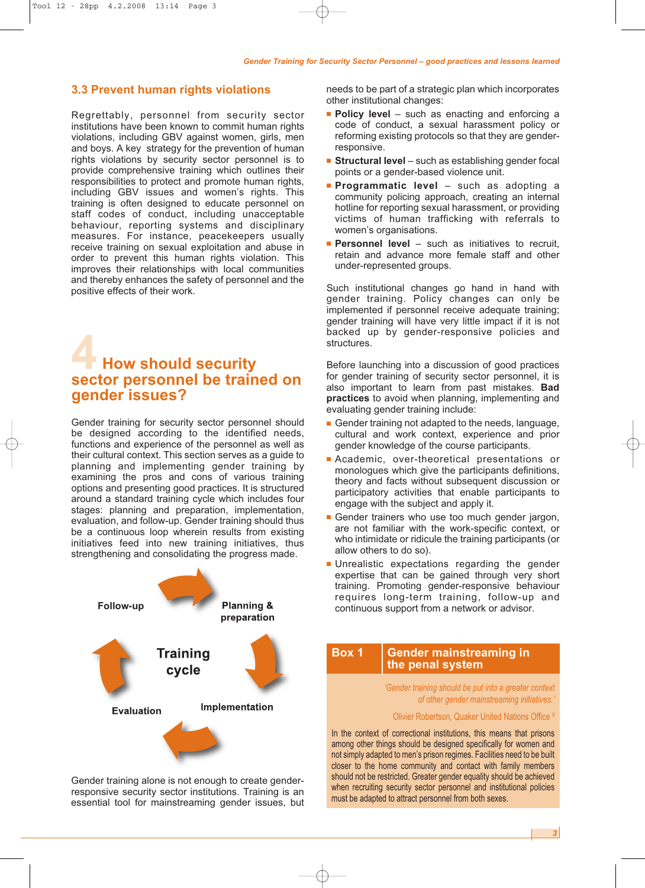## 3.3 Prevent human rights violations

Regrettably, personnel from security sector institutions have been known to commit human rights violations, including GBV against women, girls, men and boys. A key strategy for the prevention of human rights violations by security sector personnel is to provide comprehensive training which outlines their responsibilities to protect and promote human rights, including GBV issues and women's rights. This training is often designed to educate personnel on staff codes of conduct, including unacceptable behaviour, reporting systems and disciplinary measures. For instance, peacekeepers usually receive training on sexual exploitation and abuse in order to prevent this human rights violation. This improves their relationships with local communities and thereby enhances the safety of personnel and the positive effects of their work.

# 4 How should security sector personnel be trained on gender issues?

Gender training for security sector personnel should be designed according to the identified needs, functions and experience of the personnel as well as their cultural context. This section serves as a guide to planning and implementing gender training by examining the pros and cons of various training options and presenting good practices. It is structured around a standard training cycle which includes four stages: planning and preparation, implementation, evaluation, and follow-up. Gender training should thus be a continuous loop wherein results from existing initiatives feed into new training initiatives, thus strengthening and consolidating the progress made.

**Training cycle**: Planning & preparation → Implementation → Evaluation → Follow-up

Gender training alone is not enough to create gender-responsive security sector institutions. Training is an essential tool for mainstreaming gender issues, but needs to be part of a strategic plan which incorporates other institutional changes:

- **Policy level** – such as enacting and enforcing a code of conduct, a sexual harassment policy or reforming existing protocols so that they are gender-responsive.
- **Structural level** – such as establishing gender focal points or a gender-based violence unit.
- **Programmatic level** – such as adopting a community policing approach, creating an internal hotline for reporting sexual harassment, or providing victims of human trafficking with referrals to women's organisations.
- **Personnel level** – such as initiatives to recruit, retain and advance more female staff and other under-represented groups.

Such institutional changes go hand in hand with gender training. Policy changes can only be implemented if personnel receive adequate training; gender training will have very little impact if it is not backed up by gender-responsive policies and structures.

Before launching into a discussion of good practices for gender training of security sector personnel, it is also important to learn from past mistakes. **Bad practices** to avoid when planning, implementing and evaluating gender training include:

- Gender training not adapted to the needs, language, cultural and work context, experience and prior gender knowledge of the course participants.
- Academic, over-theoretical presentations or monologues which give the participants definitions, theory and facts without subsequent discussion or participatory activities that enable participants to engage with the subject and apply it.
- Gender trainers who use too much gender jargon, are not familiar with the work-specific context, or who intimidate or ridicule the training participants (or allow others to do so).
- Unrealistic expectations regarding the gender expertise that can be gained through very short training. Promoting gender-responsive behaviour requires long-term training, follow-up and continuous support from a network or advisor.

> **Box 1 Gender mainstreaming in the penal system**
>
> *'Gender training should be put into a greater context of other gender mainstreaming initiatives.'*
>
> Olivier Robertson, Quaker United Nations Office [9]
>
> In the context of correctional institutions, this means that prisons among other things should be designed specifically for women and not simply adapted to men's prison regimes. Facilities need to be built closer to the home community and contact with family members should not be restricted. Greater gender equality should be achieved when recruiting security sector personnel and institutional policies must be adapted to attract personnel from both sexes.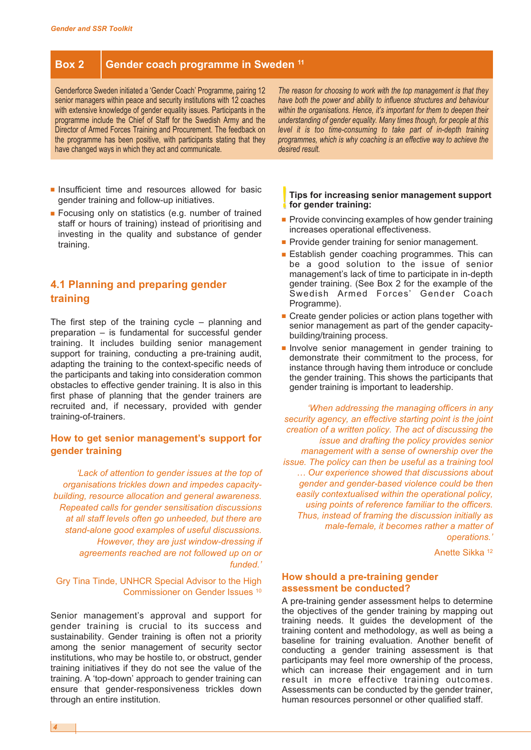## Box 2 Gender coach programme in Sweden [11]

Genderforce Sweden initiated a 'Gender Coach' Programme, pairing 12 senior managers within peace and security institutions with 12 coaches with extensive knowledge of gender equality issues. Participants in the programme include the Chief of Staff for the Swedish Army and the Director of Armed Forces Training and Procurement. The feedback on the programme has been positive, with participants stating that they have changed ways in which they act and communicate.

*The reason for choosing to work with the top management is that they have both the power and ability to influence structures and behaviour within the organisations. Hence, it's important for them to deepen their understanding of gender equality. Many times though, for people at this level it is too time-consuming to take part of in-depth training programmes, which is why coaching is an effective way to achieve the desired result.*

- Insufficient time and resources allowed for basic gender training and follow-up initiatives.
- Focusing only on statistics (e.g. number of trained staff or hours of training) instead of prioritising and investing in the quality and substance of gender training.

## 4.1 Planning and preparing gender training

The first step of the training cycle – planning and preparation – is fundamental for successful gender training. It includes building senior management support for training, conducting a pre-training audit, adapting the training to the context-specific needs of the participants and taking into consideration common obstacles to effective gender training. It is also in this first phase of planning that the gender trainers are recruited and, if necessary, provided with gender training-of-trainers.

### How to get senior management's support for gender training

*'Lack of attention to gender issues at the top of organisations trickles down and impedes capacity-building, resource allocation and general awareness. Repeated calls for gender sensitisation discussions at all staff levels often go unheeded, but there are stand-alone good examples of useful discussions. However, they are just window-dressing if agreements reached are not followed up on or funded.'*

Gry Tina Tinde, UNHCR Special Advisor to the High Commissioner on Gender Issues [10]

Senior management's approval and support for gender training is crucial to its success and sustainability. Gender training is often not a priority among the senior management of security sector institutions, who may be hostile to, or obstruct, gender training initiatives if they do not see the value of the training. A 'top-down' approach to gender training can ensure that gender-responsiveness trickles down through an entire institution.

**Tips for increasing senior management support for gender training:**

- Provide convincing examples of how gender training increases operational effectiveness.
- Provide gender training for senior management.
- Establish gender coaching programmes. This can be a good solution to the issue of senior management's lack of time to participate in in-depth gender training. (See Box 2 for the example of the Swedish Armed Forces' Gender Coach Programme).
- Create gender policies or action plans together with senior management as part of the gender capacity-building/training process.
- Involve senior management in gender training to demonstrate their commitment to the process, for instance through having them introduce or conclude the gender training. This shows the participants that gender training is important to leadership.

*'When addressing the managing officers in any security agency, an effective starting point is the joint creation of a written policy. The act of discussing the issue and drafting the policy provides senior management with a sense of ownership over the issue. The policy can then be useful as a training tool … Our experience showed that discussions about gender and gender-based violence could be then easily contextualised within the operational policy, using points of reference familiar to the officers. Thus, instead of framing the discussion initially as male-female, it becomes rather a matter of operations.'*

Anette Sikka [12]

### How should a pre-training gender assessment be conducted?

A pre-training gender assessment helps to determine the objectives of the gender training by mapping out training needs. It guides the development of the training content and methodology, as well as being a baseline for training evaluation. Another benefit of conducting a gender training assessment is that participants may feel more ownership of the process, which can increase their engagement and in turn result in more effective training outcomes. Assessments can be conducted by the gender trainer, human resources personnel or other qualified staff.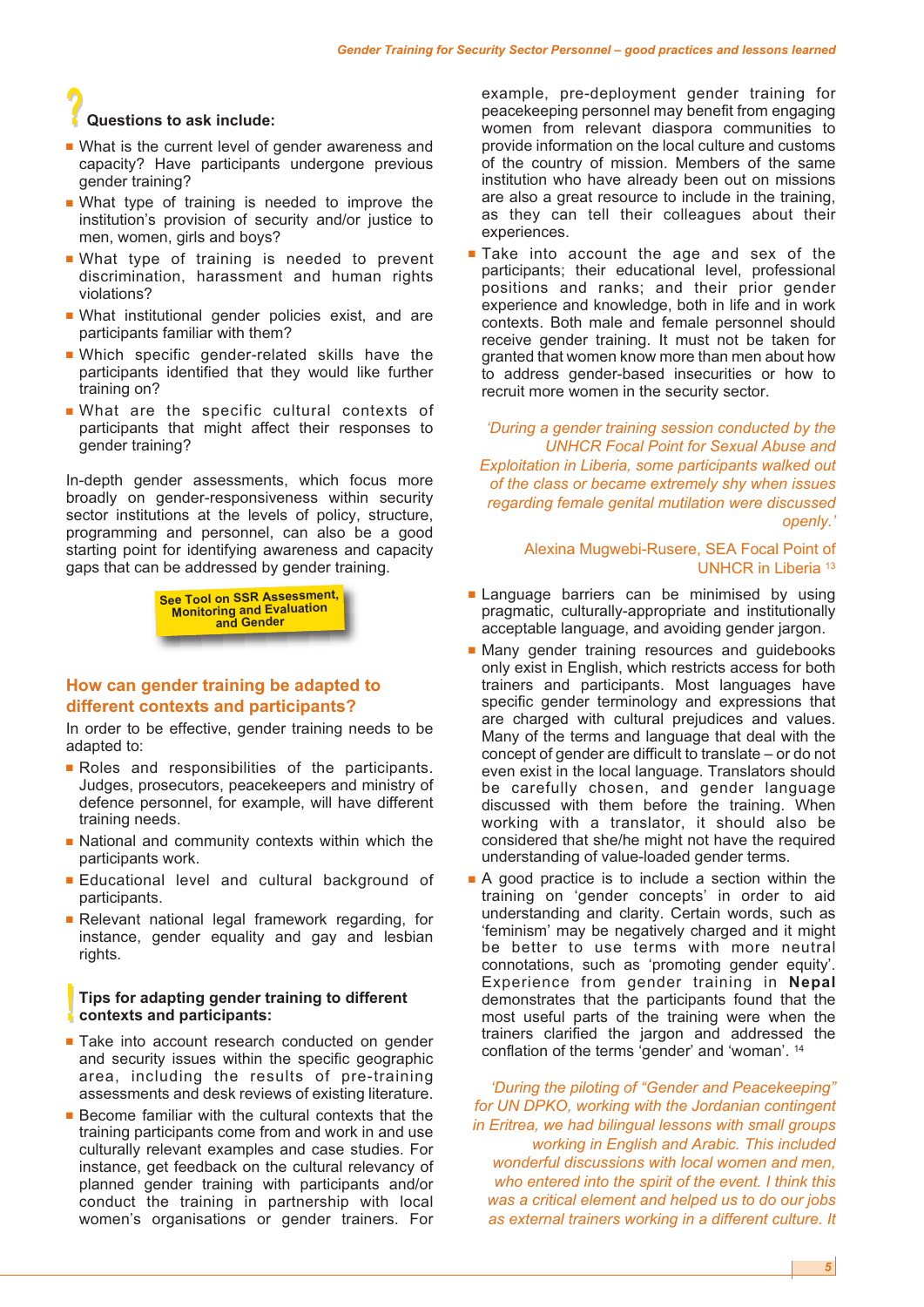**Questions to ask include:**

- What is the current level of gender awareness and capacity? Have participants undergone previous gender training?
- What type of training is needed to improve the institution's provision of security and/or justice to men, women, girls and boys?
- What type of training is needed to prevent discrimination, harassment and human rights violations?
- What institutional gender policies exist, and are participants familiar with them?
- Which specific gender-related skills have the participants identified that they would like further training on?
- What are the specific cultural contexts of participants that might affect their responses to gender training?

In-depth gender assessments, which focus more broadly on gender-responsiveness within security sector institutions at the levels of policy, structure, programming and personnel, can also be a good starting point for identifying awareness and capacity gaps that can be addressed by gender training.

See Tool on SSR Assessment, Monitoring and Evaluation and Gender

## How can gender training be adapted to different contexts and participants?

In order to be effective, gender training needs to be adapted to:

- Roles and responsibilities of the participants. Judges, prosecutors, peacekeepers and ministry of defence personnel, for example, will have different training needs.
- National and community contexts within which the participants work.
- Educational level and cultural background of participants.
- Relevant national legal framework regarding, for instance, gender equality and gay and lesbian rights.

**Tips for adapting gender training to different contexts and participants:**

- Take into account research conducted on gender and security issues within the specific geographic area, including the results of pre-training assessments and desk reviews of existing literature.
- Become familiar with the cultural contexts that the training participants come from and work in and use culturally relevant examples and case studies. For instance, get feedback on the cultural relevancy of planned gender training with participants and/or conduct the training in partnership with local women's organisations or gender trainers. For example, pre-deployment gender training for peacekeeping personnel may benefit from engaging women from relevant diaspora communities to provide information on the local culture and customs of the country of mission. Members of the same institution who have already been out on missions are also a great resource to include in the training, as they can tell their colleagues about their experiences.
- Take into account the age and sex of the participants; their educational level, professional positions and ranks; and their prior gender experience and knowledge, both in life and in work contexts. Both male and female personnel should receive gender training. It must not be taken for granted that women know more than men about how to address gender-based insecurities or how to recruit more women in the security sector.

*'During a gender training session conducted by the UNHCR Focal Point for Sexual Abuse and Exploitation in Liberia, some participants walked out of the class or became extremely shy when issues regarding female genital mutilation were discussed openly.'*

Alexina Mugwebi-Rusere, SEA Focal Point of UNHCR in Liberia [13]

- Language barriers can be minimised by using pragmatic, culturally-appropriate and institutionally acceptable language, and avoiding gender jargon.
- Many gender training resources and guidebooks only exist in English, which restricts access for both trainers and participants. Most languages have specific gender terminology and expressions that are charged with cultural prejudices and values. Many of the terms and language that deal with the concept of gender are difficult to translate – or do not even exist in the local language. Translators should be carefully chosen, and gender language discussed with them before the training. When working with a translator, it should also be considered that she/he might not have the required understanding of value-loaded gender terms.
- A good practice is to include a section within the training on 'gender concepts' in order to aid understanding and clarity. Certain words, such as 'feminism' may be negatively charged and it might be better to use terms with more neutral connotations, such as 'promoting gender equity'. Experience from gender training in **Nepal** demonstrates that the participants found that the most useful parts of the training were when the trainers clarified the jargon and addressed the conflation of the terms 'gender' and 'woman'. [14]

*'During the piloting of "Gender and Peacekeeping" for UN DPKO, working with the Jordanian contingent in Eritrea, we had bilingual lessons with small groups working in English and Arabic. This included wonderful discussions with local women and men, who entered into the spirit of the event. I think this was a critical element and helped us to do our jobs as external trainers working in a different culture. It*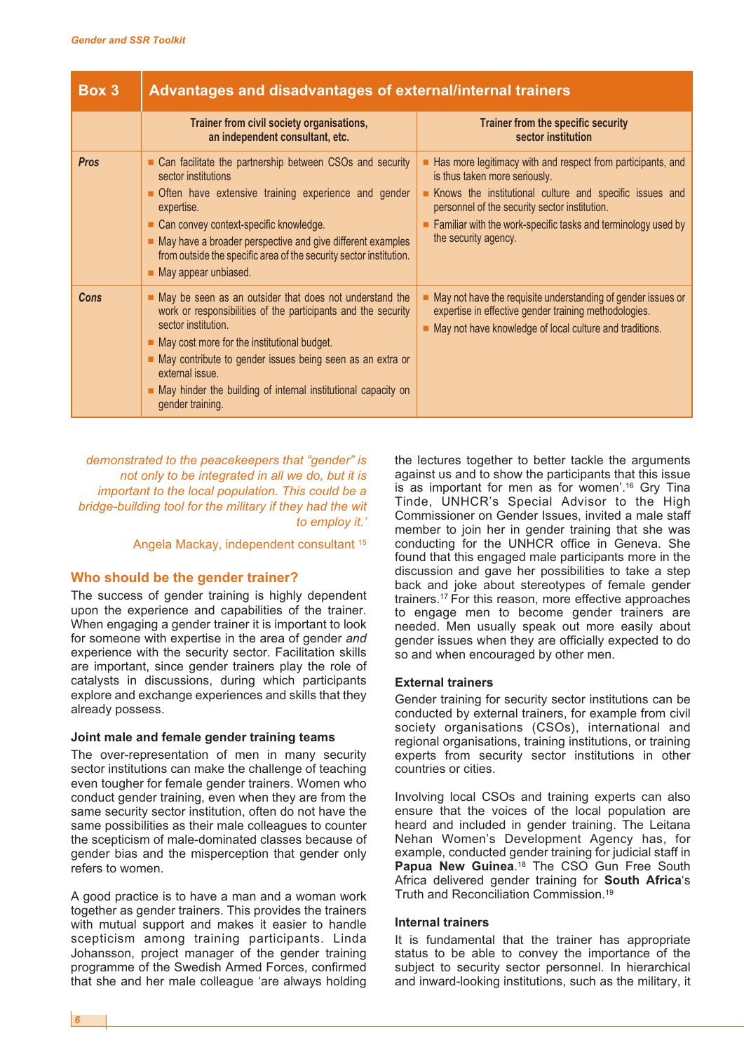**Box 3 — Advantages and disadvantages of external/internal trainers**

| | Trainer from civil society organisations, an independent consultant, etc. | Trainer from the specific security sector institution |
|---|---|---|
| ***Pros*** | ■ Can facilitate the partnership between CSOs and security sector institutions<br>■ Often have extensive training experience and gender expertise.<br>■ Can convey context-specific knowledge.<br>■ May have a broader perspective and give different examples from outside the specific area of the security sector institution.<br>■ May appear unbiased. | ■ Has more legitimacy with and respect from participants, and is thus taken more seriously.<br>■ Knows the institutional culture and specific issues and personnel of the security sector institution.<br>■ Familiar with the work-specific tasks and terminology used by the security agency. |
| ***Cons*** | ■ May be seen as an outsider that does not understand the work or responsibilities of the participants and the security sector institution.<br>■ May cost more for the institutional budget.<br>■ May contribute to gender issues being seen as an extra or external issue.<br>■ May hinder the building of internal institutional capacity on gender training. | ■ May not have the requisite understanding of gender issues or expertise in effective gender training methodologies.<br>■ May not have knowledge of local culture and traditions. |

*demonstrated to the peacekeepers that "gender" is not only to be integrated in all we do, but it is important to the local population. This could be a bridge-building tool for the military if they had the wit to employ it.'*

Angela Mackay, independent consultant [15]

## Who should be the gender trainer?

The success of gender training is highly dependent upon the experience and capabilities of the trainer. When engaging a gender trainer it is important to look for someone with expertise in the area of gender *and* experience with the security sector. Facilitation skills are important, since gender trainers play the role of catalysts in discussions, during which participants explore and exchange experiences and skills that they already possess.

### Joint male and female gender training teams

The over-representation of men in many security sector institutions can make the challenge of teaching even tougher for female gender trainers. Women who conduct gender training, even when they are from the same security sector institution, often do not have the same possibilities as their male colleagues to counter the scepticism of male-dominated classes because of gender bias and the misperception that gender only refers to women.

A good practice is to have a man and a woman work together as gender trainers. This provides the trainers with mutual support and makes it easier to handle scepticism among training participants. Linda Johansson, project manager of the gender training programme of the Swedish Armed Forces, confirmed that she and her male colleague 'are always holding the lectures together to better tackle the arguments against us and to show the participants that this issue is as important for men as for women'.[16] Gry Tina Tinde, UNHCR's Special Advisor to the High Commissioner on Gender Issues, invited a male staff member to join her in gender training that she was conducting for the UNHCR office in Geneva. She found that this engaged male participants more in the discussion and gave her possibilities to take a step back and joke about stereotypes of female gender trainers.[17] For this reason, more effective approaches to engage men to become gender trainers are needed. Men usually speak out more easily about gender issues when they are officially expected to do so and when encouraged by other men.

### External trainers

Gender training for security sector institutions can be conducted by external trainers, for example from civil society organisations (CSOs), international and regional organisations, training institutions, or training experts from security sector institutions in other countries or cities.

Involving local CSOs and training experts can also ensure that the voices of the local population are heard and included in gender training. The Leitana Nehan Women's Development Agency has, for example, conducted gender training for judicial staff in **Papua New Guinea**.[18] The CSO Gun Free South Africa delivered gender training for **South Africa**'s Truth and Reconciliation Commission.[19]

### Internal trainers

It is fundamental that the trainer has appropriate status to be able to convey the importance of the subject to security sector personnel. In hierarchical and inward-looking institutions, such as the military, it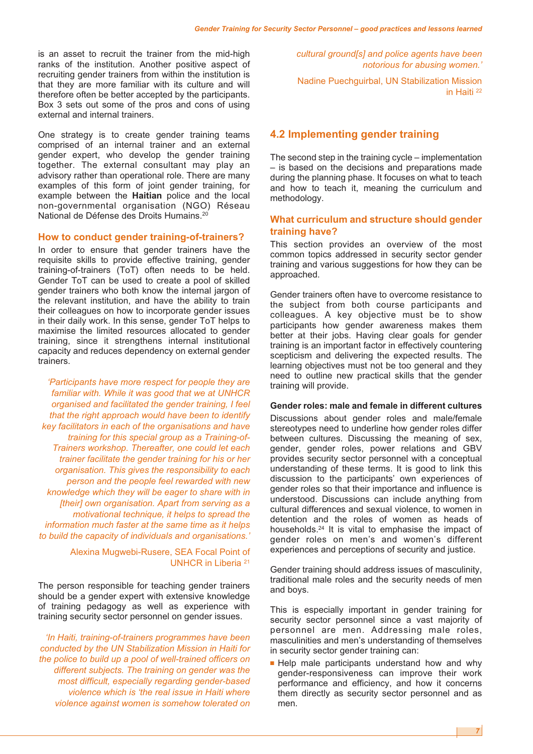is an asset to recruit the trainer from the mid-high ranks of the institution. Another positive aspect of recruiting gender trainers from within the institution is that they are more familiar with its culture and will therefore often be better accepted by the participants. Box 3 sets out some of the pros and cons of using external and internal trainers.

One strategy is to create gender training teams comprised of an internal trainer and an external gender expert, who develop the gender training together. The external consultant may play an advisory rather than operational role. There are many examples of this form of joint gender training, for example between the **Haitian** police and the local non-governmental organisation (NGO) Réseau National de Défense des Droits Humains.[20]

### How to conduct gender training-of-trainers?

In order to ensure that gender trainers have the requisite skills to provide effective training, gender training-of-trainers (ToT) often needs to be held. Gender ToT can be used to create a pool of skilled gender trainers who both know the internal jargon of the relevant institution, and have the ability to train their colleagues on how to incorporate gender issues in their daily work. In this sense, gender ToT helps to maximise the limited resources allocated to gender training, since it strengthens internal institutional capacity and reduces dependency on external gender trainers.

*'Participants have more respect for people they are familiar with. While it was good that we at UNHCR organised and facilitated the gender training, I feel that the right approach would have been to identify key facilitators in each of the organisations and have training for this special group as a Training-of-Trainers workshop. Thereafter, one could let each trainer facilitate the gender training for his or her organisation. This gives the responsibility to each person and the people feel rewarded with new knowledge which they will be eager to share with in [their] own organisation. Apart from serving as a motivational technique, it helps to spread the information much faster at the same time as it helps to build the capacity of individuals and organisations.'*

Alexina Mugwebi-Rusere, SEA Focal Point of UNHCR in Liberia [21]

The person responsible for teaching gender trainers should be a gender expert with extensive knowledge of training pedagogy as well as experience with training security sector personnel on gender issues.

*'In Haiti, training-of-trainers programmes have been conducted by the UN Stabilization Mission in Haiti for the police to build up a pool of well-trained officers on different subjects. The training on gender was the most difficult, especially regarding gender-based violence which is 'the real issue in Haiti where violence against women is somehow tolerated on cultural ground[s] and police agents have been notorious for abusing women.'*

Nadine Puechguirbal, UN Stabilization Mission in Haiti [22]

## 4.2 Implementing gender training

The second step in the training cycle – implementation – is based on the decisions and preparations made during the planning phase. It focuses on what to teach and how to teach it, meaning the curriculum and methodology.

### What curriculum and structure should gender training have?

This section provides an overview of the most common topics addressed in security sector gender training and various suggestions for how they can be approached.

Gender trainers often have to overcome resistance to the subject from both course participants and colleagues. A key objective must be to show participants how gender awareness makes them better at their jobs. Having clear goals for gender training is an important factor in effectively countering scepticism and delivering the expected results. The learning objectives must not be too general and they need to outline new practical skills that the gender training will provide.

**Gender roles: male and female in different cultures**

Discussions about gender roles and male/female stereotypes need to underline how gender roles differ between cultures. Discussing the meaning of sex, gender, gender roles, power relations and GBV provides security sector personnel with a conceptual understanding of these terms. It is good to link this discussion to the participants' own experiences of gender roles so that their importance and influence is understood. Discussions can include anything from cultural differences and sexual violence, to women in detention and the roles of women as heads of households.[24] It is vital to emphasise the impact of gender roles on men's and women's different experiences and perceptions of security and justice.

Gender training should address issues of masculinity, traditional male roles and the security needs of men and boys.

This is especially important in gender training for security sector personnel since a vast majority of personnel are men. Addressing male roles, masculinities and men's understanding of themselves in security sector gender training can:

- Help male participants understand how and why gender-responsiveness can improve their work performance and efficiency, and how it concerns them directly as security sector personnel and as men.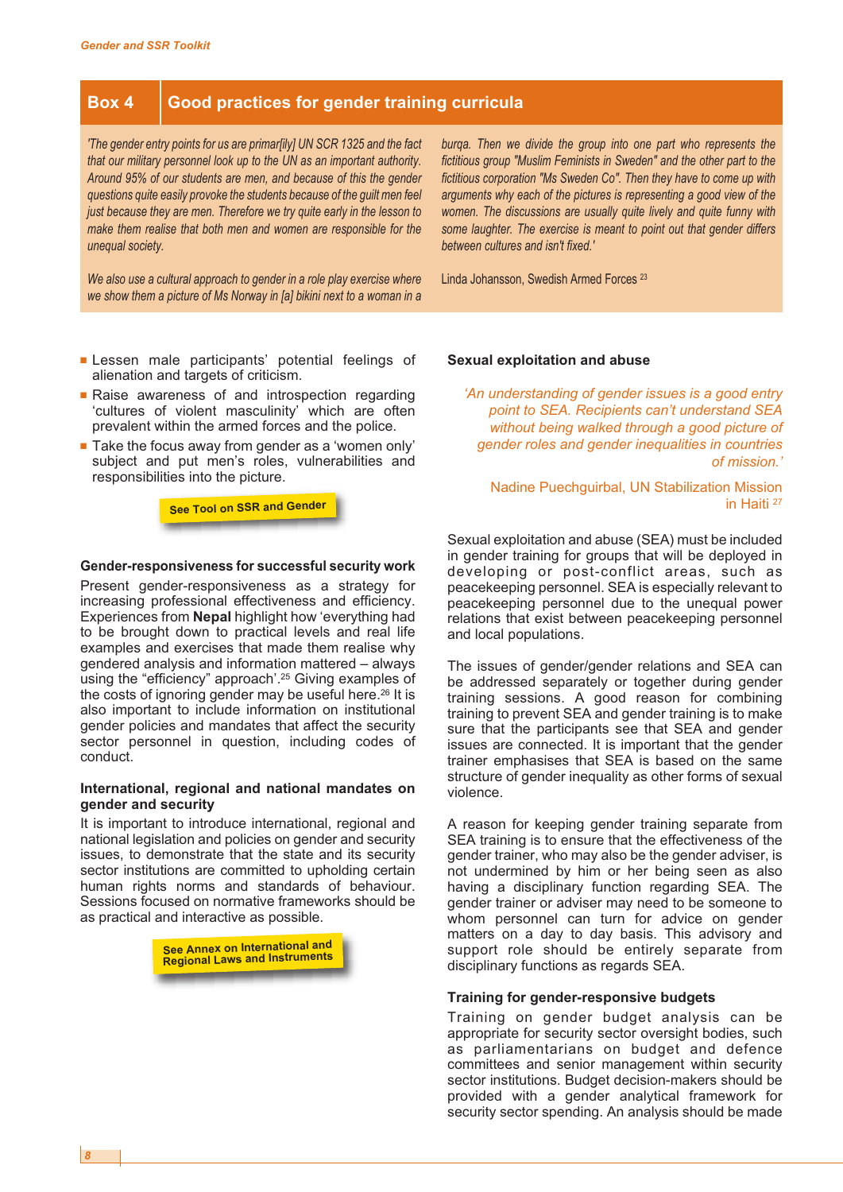## Box 4 Good practices for gender training curricula

*'The gender entry points for us are primar[ily] UN SCR 1325 and the fact that our military personnel look up to the UN as an important authority. Around 95% of our students are men, and because of this the gender questions quite easily provoke the students because of the guilt men feel just because they are men. Therefore we try quite early in the lesson to make them realise that both men and women are responsible for the unequal society.*

*We also use a cultural approach to gender in a role play exercise where we show them a picture of Ms Norway in [a] bikini next to a woman in a burqa. Then we divide the group into one part who represents the fictitious group "Muslim Feminists in Sweden" and the other part to the fictitious corporation "Ms Sweden Co". Then they have to come up with arguments why each of the pictures is representing a good view of the women. The discussions are usually quite lively and quite funny with some laughter. The exercise is meant to point out that gender differs between cultures and isn't fixed.'*

Linda Johansson, Swedish Armed Forces [23]

- Lessen male participants' potential feelings of alienation and targets of criticism.
- Raise awareness of and introspection regarding 'cultures of violent masculinity' which are often prevalent within the armed forces and the police.
- Take the focus away from gender as a 'women only' subject and put men's roles, vulnerabilities and responsibilities into the picture.

**See Tool on SSR and Gender**

**Gender-responsiveness for successful security work**

Present gender-responsiveness as a strategy for increasing professional effectiveness and efficiency. Experiences from **Nepal** highlight how 'everything had to be brought down to practical levels and real life examples and exercises that made them realise why gendered analysis and information mattered – always using the "efficiency" approach'.[25] Giving examples of the costs of ignoring gender may be useful here.[26] It is also important to include information on institutional gender policies and mandates that affect the security sector personnel in question, including codes of conduct.

**International, regional and national mandates on gender and security**

It is important to introduce international, regional and national legislation and policies on gender and security issues, to demonstrate that the state and its security sector institutions are committed to upholding certain human rights norms and standards of behaviour. Sessions focused on normative frameworks should be as practical and interactive as possible.

**See Annex on International and Regional Laws and Instruments**

**Sexual exploitation and abuse**

*'An understanding of gender issues is a good entry point to SEA. Recipients can't understand SEA without being walked through a good picture of gender roles and gender inequalities in countries of mission.'*

Nadine Puechguirbal, UN Stabilization Mission in Haiti [27]

Sexual exploitation and abuse (SEA) must be included in gender training for groups that will be deployed in developing or post-conflict areas, such as peacekeeping personnel. SEA is especially relevant to peacekeeping personnel due to the unequal power relations that exist between peacekeeping personnel and local populations.

The issues of gender/gender relations and SEA can be addressed separately or together during gender training sessions. A good reason for combining training to prevent SEA and gender training is to make sure that the participants see that SEA and gender issues are connected. It is important that the gender trainer emphasises that SEA is based on the same structure of gender inequality as other forms of sexual violence.

A reason for keeping gender training separate from SEA training is to ensure that the effectiveness of the gender trainer, who may also be the gender adviser, is not undermined by him or her being seen as also having a disciplinary function regarding SEA. The gender trainer or adviser may need to be someone to whom personnel can turn for advice on gender matters on a day to day basis. This advisory and support role should be entirely separate from disciplinary functions as regards SEA.

**Training for gender-responsive budgets**

Training on gender budget analysis can be appropriate for security sector oversight bodies, such as parliamentarians on budget and defence committees and senior management within security sector institutions. Budget decision-makers should be provided with a gender analytical framework for security sector spending. An analysis should be made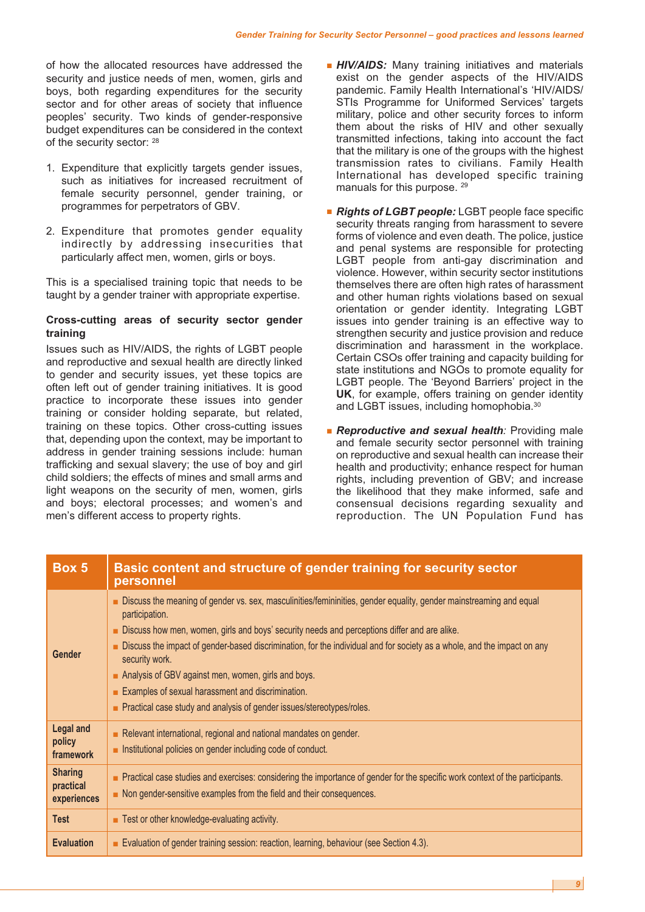of how the allocated resources have addressed the security and justice needs of men, women, girls and boys, both regarding expenditures for the security sector and for other areas of society that influence peoples' security. Two kinds of gender-responsive budget expenditures can be considered in the context of the security sector: [28]

1. Expenditure that explicitly targets gender issues, such as initiatives for increased recruitment of female security personnel, gender training, or programmes for perpetrators of GBV.

2. Expenditure that promotes gender equality indirectly by addressing insecurities that particularly affect men, women, girls or boys.

This is a specialised training topic that needs to be taught by a gender trainer with appropriate expertise.

**Cross-cutting areas of security sector gender training**

Issues such as HIV/AIDS, the rights of LGBT people and reproductive and sexual health are directly linked to gender and security issues, yet these topics are often left out of gender training initiatives. It is good practice to incorporate these issues into gender training or consider holding separate, but related, training on these topics. Other cross-cutting issues that, depending upon the context, may be important to address in gender training sessions include: human trafficking and sexual slavery; the use of boy and girl child soldiers; the effects of mines and small arms and light weapons on the security of men, women, girls and boys; electoral processes; and women's and men's different access to property rights.

- ***HIV/AIDS:*** Many training initiatives and materials exist on the gender aspects of the HIV/AIDS pandemic. Family Health International's 'HIV/AIDS/STIs Programme for Uniformed Services' targets military, police and other security forces to inform them about the risks of HIV and other sexually transmitted infections, taking into account the fact that the military is one of the groups with the highest transmission rates to civilians. Family Health International has developed specific training manuals for this purpose. [29]

- ***Rights of LGBT people:*** LGBT people face specific security threats ranging from harassment to severe forms of violence and even death. The police, justice and penal systems are responsible for protecting LGBT people from anti-gay discrimination and violence. However, within security sector institutions themselves there are often high rates of harassment and other human rights violations based on sexual orientation or gender identity. Integrating LGBT issues into gender training is an effective way to strengthen security and justice provision and reduce discrimination and harassment in the workplace. Certain CSOs offer training and capacity building for state institutions and NGOs to promote equality for LGBT people. The 'Beyond Barriers' project in the **UK**, for example, offers training on gender identity and LGBT issues, including homophobia.[30]

- ***Reproductive and sexual health**:* Providing male and female security sector personnel with training on reproductive and sexual health can increase their health and productivity; enhance respect for human rights, including prevention of GBV; and increase the likelihood that they make informed, safe and consensual decisions regarding sexuality and reproduction. The UN Population Fund has

| Box 5 | Basic content and structure of gender training for security sector personnel |
|---|---|
| **Gender** | ■ Discuss the meaning of gender vs. sex, masculinities/femininities, gender equality, gender mainstreaming and equal participation.<br>■ Discuss how men, women, girls and boys' security needs and perceptions differ and are alike.<br>■ Discuss the impact of gender-based discrimination, for the individual and for society as a whole, and the impact on any security work.<br>■ Analysis of GBV against men, women, girls and boys.<br>■ Examples of sexual harassment and discrimination.<br>■ Practical case study and analysis of gender issues/stereotypes/roles. |
| **Legal and policy framework** | ■ Relevant international, regional and national mandates on gender.<br>■ Institutional policies on gender including code of conduct. |
| **Sharing practical experiences** | ■ Practical case studies and exercises: considering the importance of gender for the specific work context of the participants.<br>■ Non gender-sensitive examples from the field and their consequences. |
| **Test** | ■ Test or other knowledge-evaluating activity. |
| **Evaluation** | ■ Evaluation of gender training session: reaction, learning, behaviour (see Section 4.3). |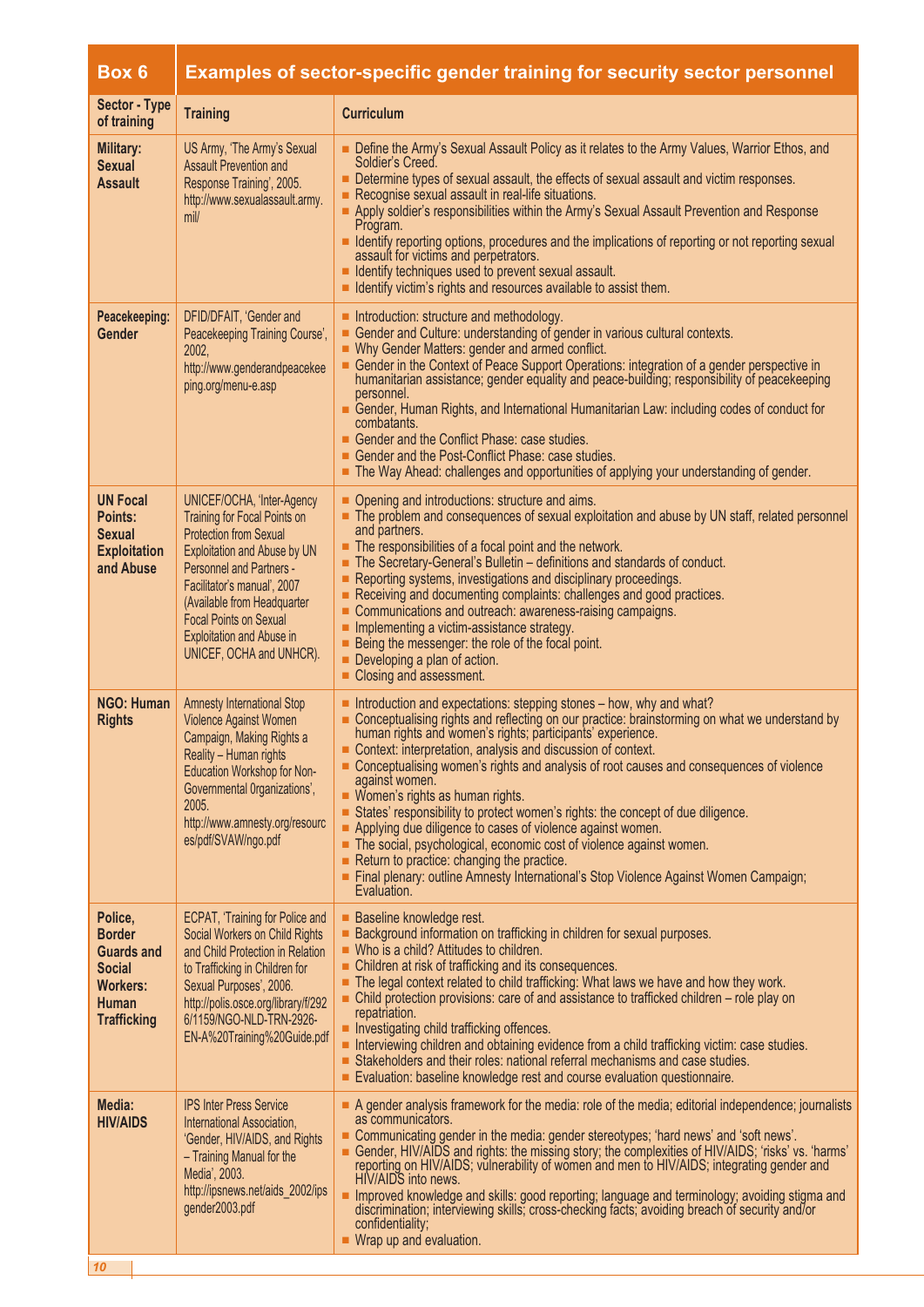## Box 6 Examples of sector-specific gender training for security sector personnel

| Sector - Type of training | Training | Curriculum |
|---|---|---|
| **Military: Sexual Assault** | US Army, 'The Army's Sexual Assault Prevention and Response Training', 2005. http://www.sexualassault.army.mil/ | ■ Define the Army's Sexual Assault Policy as it relates to the Army Values, Warrior Ethos, and Soldier's Creed.<br>■ Determine types of sexual assault, the effects of sexual assault and victim responses.<br>■ Recognise sexual assault in real-life situations.<br>■ Apply soldier's responsibilities within the Army's Sexual Assault Prevention and Response Program.<br>■ Identify reporting options, procedures and the implications of reporting or not reporting sexual assault for victims and perpetrators.<br>■ Identify techniques used to prevent sexual assault.<br>■ Identify victim's rights and resources available to assist them. |
| **Peacekeeping: Gender** | DFID/DFAIT, 'Gender and Peacekeeping Training Course', 2002, http://www.genderandpeacekeeping.org/menu-e.asp | ■ Introduction: structure and methodology.<br>■ Gender and Culture: understanding of gender in various cultural contexts.<br>■ Why Gender Matters: gender and armed conflict.<br>■ Gender in the Context of Peace Support Operations: integration of a gender perspective in humanitarian assistance; gender equality and peace-building; responsibility of peacekeeping personnel.<br>■ Gender, Human Rights, and International Humanitarian Law: including codes of conduct for combatants.<br>■ Gender and the Conflict Phase: case studies.<br>■ Gender and the Post-Conflict Phase: case studies.<br>■ The Way Ahead: challenges and opportunities of applying your understanding of gender. |
| **UN Focal Points: Sexual Exploitation and Abuse** | UNICEF/OCHA, 'Inter-Agency Training for Focal Points on Protection from Sexual Exploitation and Abuse by UN Personnel and Partners - Facilitator's manual', 2007 (Available from Headquarter Focal Points on Sexual Exploitation and Abuse in UNICEF, OCHA and UNHCR). | ■ Opening and introductions: structure and aims.<br>■ The problem and consequences of sexual exploitation and abuse by UN staff, related personnel and partners.<br>■ The responsibilities of a focal point and the network.<br>■ The Secretary-General's Bulletin – definitions and standards of conduct.<br>■ Reporting systems, investigations and disciplinary proceedings.<br>■ Receiving and documenting complaints: challenges and good practices.<br>■ Communications and outreach: awareness-raising campaigns.<br>■ Implementing a victim-assistance strategy.<br>■ Being the messenger: the role of the focal point.<br>■ Developing a plan of action.<br>■ Closing and assessment. |
| **NGO: Human Rights** | Amnesty International Stop Violence Against Women Campaign, Making Rights a Reality – Human rights Education Workshop for Non-Governmental Organizations', 2005. http://www.amnesty.org/resources/pdf/SVAW/ngo.pdf | ■ Introduction and expectations: stepping stones – how, why and what?<br>■ Conceptualising rights and reflecting on our practice: brainstorming on what we understand by human rights and women's rights; participants' experience.<br>■ Context: interpretation, analysis and discussion of context.<br>■ Conceptualising women's rights and analysis of root causes and consequences of violence against women.<br>■ Women's rights as human rights.<br>■ States' responsibility to protect women's rights: the concept of due diligence.<br>■ Applying due diligence to cases of violence against women.<br>■ The social, psychological, economic cost of violence against women.<br>■ Return to practice: changing the practice.<br>■ Final plenary: outline Amnesty International's Stop Violence Against Women Campaign; Evaluation. |
| **Police, Border Guards and Social Workers: Human Trafficking** | ECPAT, 'Training for Police and Social Workers on Child Rights and Child Protection in Relation to Trafficking in Children for Sexual Purposes', 2006. http://polis.osce.org/library/f/2926/1159/NGO-NLD-TRN-2926-EN-A%20Training%20Guide.pdf | ■ Baseline knowledge rest.<br>■ Background information on trafficking in children for sexual purposes.<br>■ Who is a child? Attitudes to children.<br>■ Children at risk of trafficking and its consequences.<br>■ The legal context related to child trafficking: What laws we have and how they work.<br>■ Child protection provisions: care of and assistance to trafficked children – role play on repatriation.<br>■ Investigating child trafficking offences.<br>■ Interviewing children and obtaining evidence from a child trafficking victim: case studies.<br>■ Stakeholders and their roles: national referral mechanisms and case studies.<br>■ Evaluation: baseline knowledge rest and course evaluation questionnaire. |
| **Media: HIV/AIDS** | IPS Inter Press Service International Association, 'Gender, HIV/AIDS, and Rights – Training Manual for the Media', 2003. http://ipsnews.net/aids_2002/ipsgender2003.pdf | ■ A gender analysis framework for the media: role of the media; editorial independence; journalists as communicators.<br>■ Communicating gender in the media: gender stereotypes; 'hard news' and 'soft news'.<br>■ Gender, HIV/AIDS and rights: the missing story; the complexities of HIV/AIDS; 'risks' vs. 'harms' reporting on HIV/AIDS; vulnerability of women and men to HIV/AIDS; integrating gender and HIV/AIDS into news.<br>■ Improved knowledge and skills: good reporting; language and terminology; avoiding stigma and discrimination; interviewing skills; cross-checking facts; avoiding breach of security and/or confidentiality;<br>■ Wrap up and evaluation. |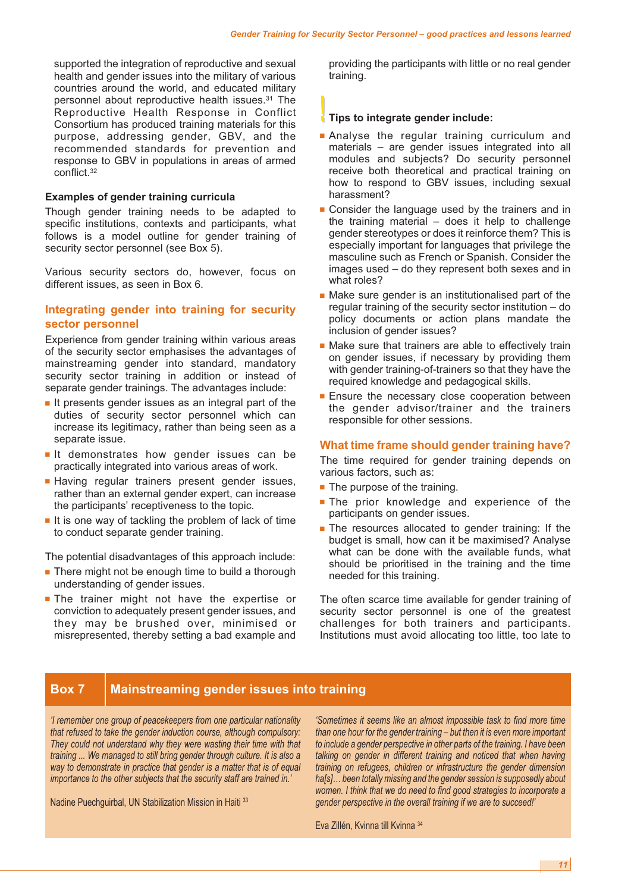supported the integration of reproductive and sexual health and gender issues into the military of various countries around the world, and educated military personnel about reproductive health issues.[31] The Reproductive Health Response in Conflict Consortium has produced training materials for this purpose, addressing gender, GBV, and the recommended standards for prevention and response to GBV in populations in areas of armed conflict.[32]

### Examples of gender training curricula

Though gender training needs to be adapted to specific institutions, contexts and participants, what follows is a model outline for gender training of security sector personnel (see Box 5).

Various security sectors do, however, focus on different issues, as seen in Box 6.

## Integrating gender into training for security sector personnel

Experience from gender training within various areas of the security sector emphasises the advantages of mainstreaming gender into standard, mandatory security sector training in addition or instead of separate gender trainings. The advantages include:

- It presents gender issues as an integral part of the duties of security sector personnel which can increase its legitimacy, rather than being seen as a separate issue.
- It demonstrates how gender issues can be practically integrated into various areas of work.
- Having regular trainers present gender issues, rather than an external gender expert, can increase the participants' receptiveness to the topic.
- It is one way of tackling the problem of lack of time to conduct separate gender training.

The potential disadvantages of this approach include:

- There might not be enough time to build a thorough understanding of gender issues.
- The trainer might not have the expertise or conviction to adequately present gender issues, and they may be brushed over, minimised or misrepresented, thereby setting a bad example and providing the participants with little or no real gender training.

**Tips to integrate gender include:**

- Analyse the regular training curriculum and materials – are gender issues integrated into all modules and subjects? Do security personnel receive both theoretical and practical training on how to respond to GBV issues, including sexual harassment?
- Consider the language used by the trainers and in the training material – does it help to challenge gender stereotypes or does it reinforce them? This is especially important for languages that privilege the masculine such as French or Spanish. Consider the images used – do they represent both sexes and in what roles?
- Make sure gender is an institutionalised part of the regular training of the security sector institution – do policy documents or action plans mandate the inclusion of gender issues?
- Make sure that trainers are able to effectively train on gender issues, if necessary by providing them with gender training-of-trainers so that they have the required knowledge and pedagogical skills.
- Ensure the necessary close cooperation between the gender advisor/trainer and the trainers responsible for other sessions.

## What time frame should gender training have?

The time required for gender training depends on various factors, such as:

- The purpose of the training.
- The prior knowledge and experience of the participants on gender issues.
- The resources allocated to gender training: If the budget is small, how can it be maximised? Analyse what can be done with the available funds, what should be prioritised in the training and the time needed for this training.

The often scarce time available for gender training of security sector personnel is one of the greatest challenges for both trainers and participants. Institutions must avoid allocating too little, too late to

### Box 7 — Mainstreaming gender issues into training

*'I remember one group of peacekeepers from one particular nationality that refused to take the gender induction course, although compulsory: They could not understand why they were wasting their time with that training ... We managed to still bring gender through culture. It is also a way to demonstrate in practice that gender is a matter that is of equal importance to the other subjects that the security staff are trained in.'*

Nadine Puechguirbal, UN Stabilization Mission in Haiti [33]

*'Sometimes it seems like an almost impossible task to find more time than one hour for the gender training – but then it is even more important to include a gender perspective in other parts of the training. I have been talking on gender in different training and noticed that when having training on refugees, children or infrastructure the gender dimension ha[s]… been totally missing and the gender session is supposedly about women. I think that we do need to find good strategies to incorporate a gender perspective in the overall training if we are to succeed!'*

Eva Zillén, Kvinna till Kvinna [34]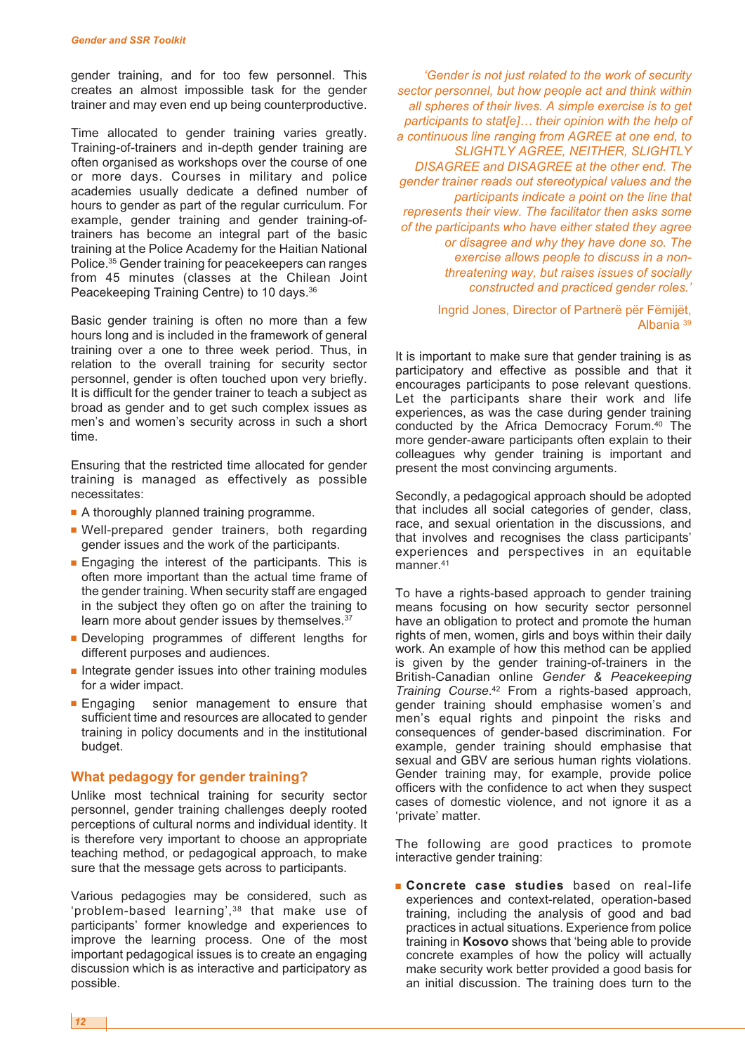gender training, and for too few personnel. This creates an almost impossible task for the gender trainer and may even end up being counterproductive.

Time allocated to gender training varies greatly. Training-of-trainers and in-depth gender training are often organised as workshops over the course of one or more days. Courses in military and police academies usually dedicate a defined number of hours to gender as part of the regular curriculum. For example, gender training and gender training-of-trainers has become an integral part of the basic training at the Police Academy for the Haitian National Police.[35] Gender training for peacekeepers can ranges from 45 minutes (classes at the Chilean Joint Peacekeeping Training Centre) to 10 days.[36]

Basic gender training is often no more than a few hours long and is included in the framework of general training over a one to three week period. Thus, in relation to the overall training for security sector personnel, gender is often touched upon very briefly. It is difficult for the gender trainer to teach a subject as broad as gender and to get such complex issues as men's and women's security across in such a short time.

Ensuring that the restricted time allocated for gender training is managed as effectively as possible necessitates:

- A thoroughly planned training programme.
- Well-prepared gender trainers, both regarding gender issues and the work of the participants.
- Engaging the interest of the participants. This is often more important than the actual time frame of the gender training. When security staff are engaged in the subject they often go on after the training to learn more about gender issues by themselves.[37]
- Developing programmes of different lengths for different purposes and audiences.
- Integrate gender issues into other training modules for a wider impact.
- Engaging senior management to ensure that sufficient time and resources are allocated to gender training in policy documents and in the institutional budget.

### What pedagogy for gender training?

Unlike most technical training for security sector personnel, gender training challenges deeply rooted perceptions of cultural norms and individual identity. It is therefore very important to choose an appropriate teaching method, or pedagogical approach, to make sure that the message gets across to participants.

Various pedagogies may be considered, such as 'problem-based learning',[38] that make use of participants' former knowledge and experiences to improve the learning process. One of the most important pedagogical issues is to create an engaging discussion which is as interactive and participatory as possible.

> *'Gender is not just related to the work of security sector personnel, but how people act and think within all spheres of their lives. A simple exercise is to get participants to stat[e]… their opinion with the help of a continuous line ranging from AGREE at one end, to SLIGHTLY AGREE, NEITHER, SLIGHTLY DISAGREE and DISAGREE at the other end. The gender trainer reads out stereotypical values and the participants indicate a point on the line that represents their view. The facilitator then asks some of the participants who have either stated they agree or disagree and why they have done so. The exercise allows people to discuss in a non-threatening way, but raises issues of socially constructed and practiced gender roles.'*
>
> Ingrid Jones, Director of Partnerë për Fëmijët, Albania [39]

It is important to make sure that gender training is as participatory and effective as possible and that it encourages participants to pose relevant questions. Let the participants share their work and life experiences, as was the case during gender training conducted by the Africa Democracy Forum.[40] The more gender-aware participants often explain to their colleagues why gender training is important and present the most convincing arguments.

Secondly, a pedagogical approach should be adopted that includes all social categories of gender, class, race, and sexual orientation in the discussions, and that involves and recognises the class participants' experiences and perspectives in an equitable manner.[41]

To have a rights-based approach to gender training means focusing on how security sector personnel have an obligation to protect and promote the human rights of men, women, girls and boys within their daily work. An example of how this method can be applied is given by the gender training-of-trainers in the British-Canadian online *Gender & Peacekeeping Training Course*.[42] From a rights-based approach, gender training should emphasise women's and men's equal rights and pinpoint the risks and consequences of gender-based discrimination. For example, gender training should emphasise that sexual and GBV are serious human rights violations. Gender training may, for example, provide police officers with the confidence to act when they suspect cases of domestic violence, and not ignore it as a 'private' matter.

The following are good practices to promote interactive gender training:

- **Concrete case studies** based on real-life experiences and context-related, operation-based training, including the analysis of good and bad practices in actual situations. Experience from police training in **Kosovo** shows that 'being able to provide concrete examples of how the policy will actually make security work better provided a good basis for an initial discussion. The training does turn to the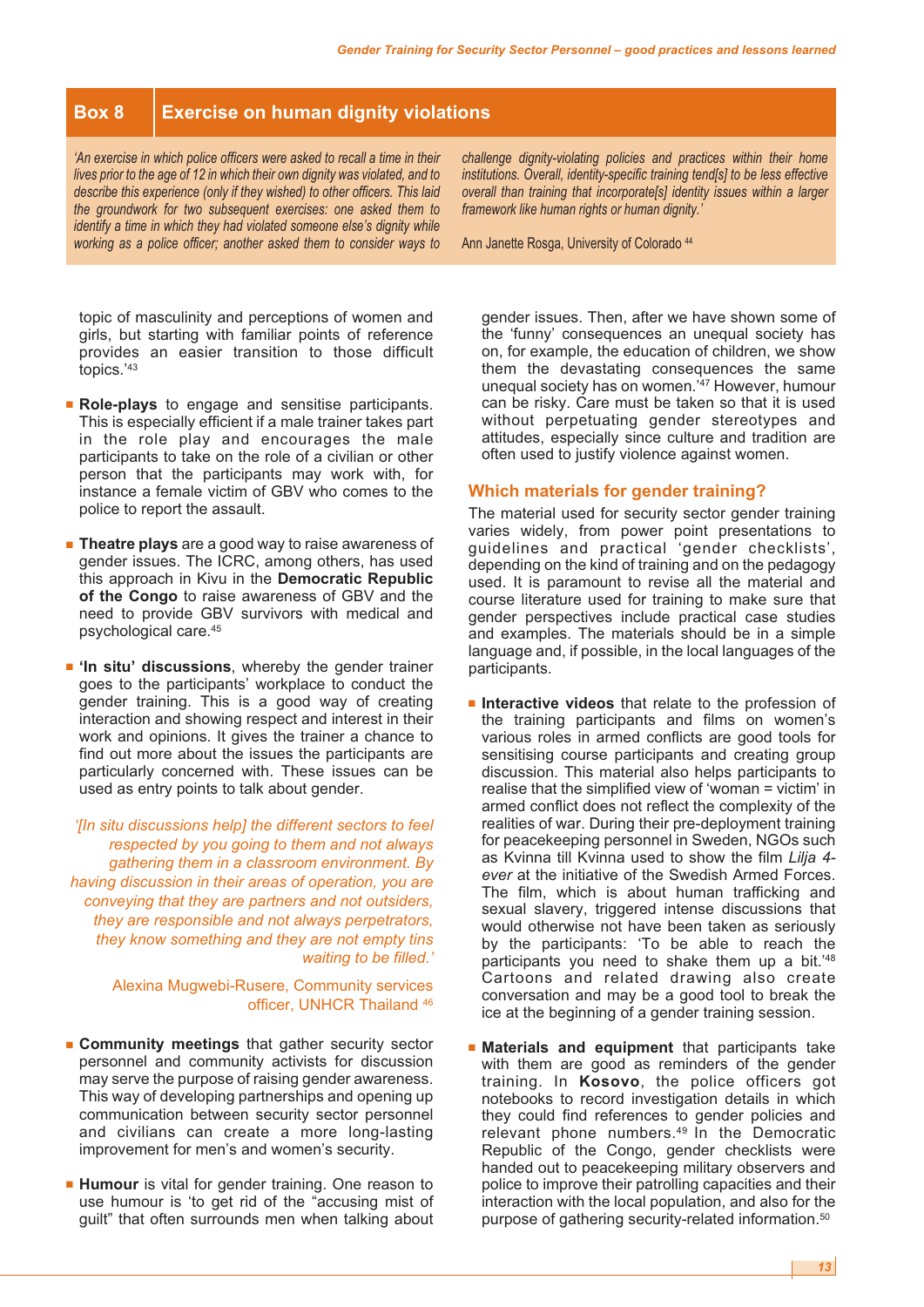**Box 8 — Exercise on human dignity violations**

*'An exercise in which police officers were asked to recall a time in their lives prior to the age of 12 in which their own dignity was violated, and to describe this experience (only if they wished) to other officers. This laid the groundwork for two subsequent exercises: one asked them to identify a time in which they had violated someone else's dignity while working as a police officer; another asked them to consider ways to challenge dignity-violating policies and practices within their home institutions. Overall, identity-specific training tend[s] to be less effective overall than training that incorporate[s] identity issues within a larger framework like human rights or human dignity.'*

Ann Janette Rosga, University of Colorado [44]

topic of masculinity and perceptions of women and girls, but starting with familiar points of reference provides an easier transition to those difficult topics.'[43]

- **Role-plays** to engage and sensitise participants. This is especially efficient if a male trainer takes part in the role play and encourages the male participants to take on the role of a civilian or other person that the participants may work with, for instance a female victim of GBV who comes to the police to report the assault.

- **Theatre plays** are a good way to raise awareness of gender issues. The ICRC, among others, has used this approach in Kivu in the **Democratic Republic of the Congo** to raise awareness of GBV and the need to provide GBV survivors with medical and psychological care.[45]

- **'In situ' discussions**, whereby the gender trainer goes to the participants' workplace to conduct the gender training. This is a good way of creating interaction and showing respect and interest in their work and opinions. It gives the trainer a chance to find out more about the issues the participants are particularly concerned with. These issues can be used as entry points to talk about gender.

*'[In situ discussions help] the different sectors to feel respected by you going to them and not always gathering them in a classroom environment. By having discussion in their areas of operation, you are conveying that they are partners and not outsiders, they are responsible and not always perpetrators, they know something and they are not empty tins waiting to be filled.'*

Alexina Mugwebi-Rusere, Community services officer, UNHCR Thailand [46]

- **Community meetings** that gather security sector personnel and community activists for discussion may serve the purpose of raising gender awareness. This way of developing partnerships and opening up communication between security sector personnel and civilians can create a more long-lasting improvement for men's and women's security.

- **Humour** is vital for gender training. One reason to use humour is 'to get rid of the "accusing mist of guilt" that often surrounds men when talking about gender issues. Then, after we have shown some of the 'funny' consequences an unequal society has on, for example, the education of children, we show them the devastating consequences the same unequal society has on women.'[47] However, humour can be risky. Care must be taken so that it is used without perpetuating gender stereotypes and attitudes, especially since culture and tradition are often used to justify violence against women.

## Which materials for gender training?

The material used for security sector gender training varies widely, from power point presentations to guidelines and practical 'gender checklists', depending on the kind of training and on the pedagogy used. It is paramount to revise all the material and course literature used for training to make sure that gender perspectives include practical case studies and examples. The materials should be in a simple language and, if possible, in the local languages of the participants.

- **Interactive videos** that relate to the profession of the training participants and films on women's various roles in armed conflicts are good tools for sensitising course participants and creating group discussion. This material also helps participants to realise that the simplified view of 'woman = victim' in armed conflict does not reflect the complexity of the realities of war. During their pre-deployment training for peacekeeping personnel in Sweden, NGOs such as Kvinna till Kvinna used to show the film *Lilja 4-ever* at the initiative of the Swedish Armed Forces. The film, which is about human trafficking and sexual slavery, triggered intense discussions that would otherwise not have been taken as seriously by the participants: 'To be able to reach the participants you need to shake them up a bit.'[48] Cartoons and related drawing also create conversation and may be a good tool to break the ice at the beginning of a gender training session.

- **Materials and equipment** that participants take with them are good as reminders of the gender training. In **Kosovo**, the police officers got notebooks to record investigation details in which they could find references to gender policies and relevant phone numbers.[49] In the Democratic Republic of the Congo, gender checklists were handed out to peacekeeping military observers and police to improve their patrolling capacities and their interaction with the local population, and also for the purpose of gathering security-related information.[50]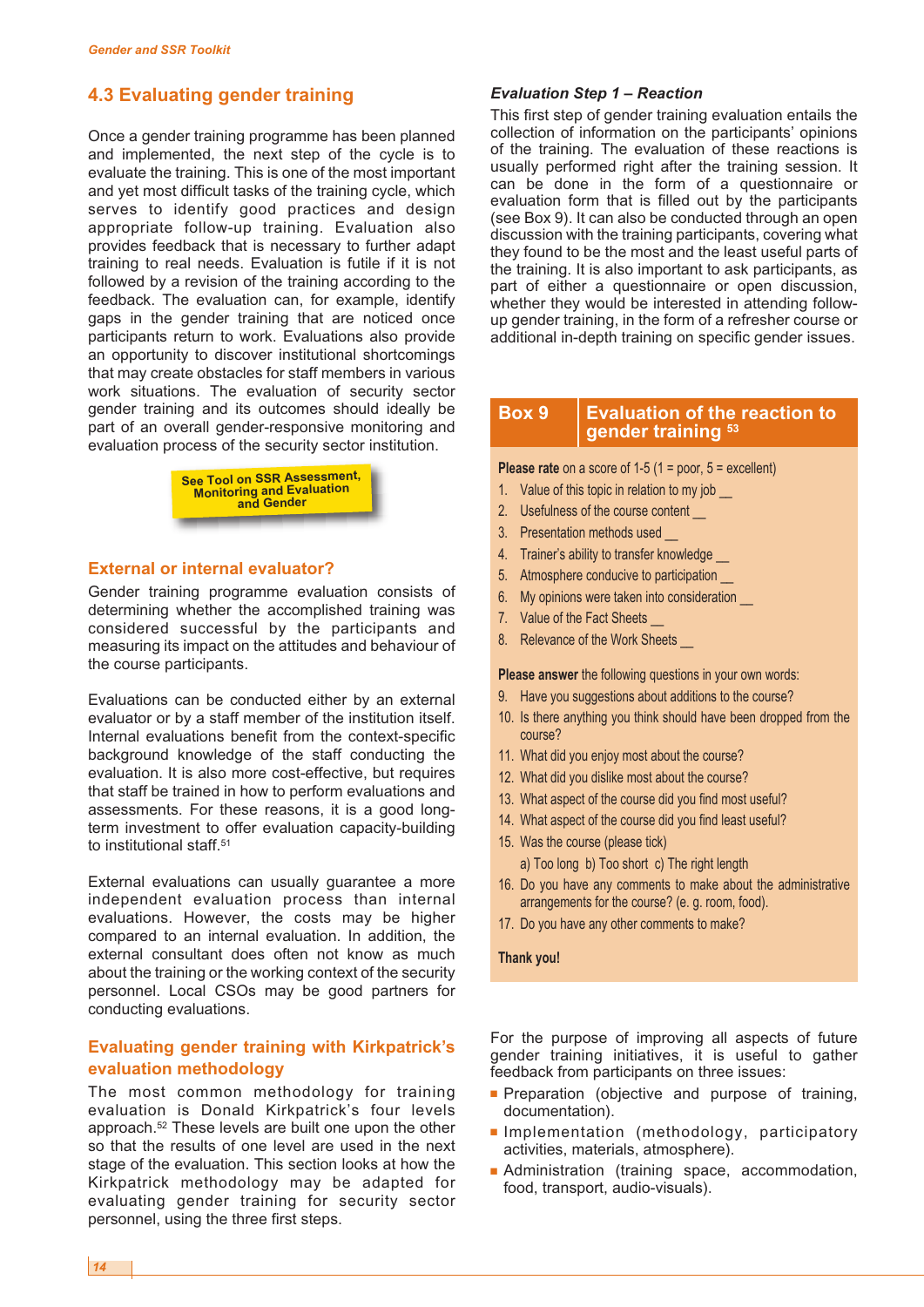## 4.3 Evaluating gender training

Once a gender training programme has been planned and implemented, the next step of the cycle is to evaluate the training. This is one of the most important and yet most difficult tasks of the training cycle, which serves to identify good practices and design appropriate follow-up training. Evaluation also provides feedback that is necessary to further adapt training to real needs. Evaluation is futile if it is not followed by a revision of the training according to the feedback. The evaluation can, for example, identify gaps in the gender training that are noticed once participants return to work. Evaluations also provide an opportunity to discover institutional shortcomings that may create obstacles for staff members in various work situations. The evaluation of security sector gender training and its outcomes should ideally be part of an overall gender-responsive monitoring and evaluation process of the security sector institution.

**See Tool on SSR Assessment, Monitoring and Evaluation and Gender**

### External or internal evaluator?

Gender training programme evaluation consists of determining whether the accomplished training was considered successful by the participants and measuring its impact on the attitudes and behaviour of the course participants.

Evaluations can be conducted either by an external evaluator or by a staff member of the institution itself. Internal evaluations benefit from the context-specific background knowledge of the staff conducting the evaluation. It is also more cost-effective, but requires that staff be trained in how to perform evaluations and assessments. For these reasons, it is a good long-term investment to offer evaluation capacity-building to institutional staff.[51]

External evaluations can usually guarantee a more independent evaluation process than internal evaluations. However, the costs may be higher compared to an internal evaluation. In addition, the external consultant does often not know as much about the training or the working context of the security personnel. Local CSOs may be good partners for conducting evaluations.

### Evaluating gender training with Kirkpatrick's evaluation methodology

The most common methodology for training evaluation is Donald Kirkpatrick's four levels approach.[52] These levels are built one upon the other so that the results of one level are used in the next stage of the evaluation. This section looks at how the Kirkpatrick methodology may be adapted for evaluating gender training for security sector personnel, using the three first steps.

#### *Evaluation Step 1 – Reaction*

This first step of gender training evaluation entails the collection of information on the participants' opinions of the training. The evaluation of these reactions is usually performed right after the training session. It can be done in the form of a questionnaire or evaluation form that is filled out by the participants (see Box 9). It can also be conducted through an open discussion with the training participants, covering what they found to be the most and the least useful parts of the training. It is also important to ask participants, as part of either a questionnaire or open discussion, whether they would be interested in attending follow-up gender training, in the form of a refresher course or additional in-depth training on specific gender issues.

> **Box 9 Evaluation of the reaction to gender training[53]**
>
> **Please rate** on a score of 1-5 (1 = poor, 5 = excellent)
>
> 1. Value of this topic in relation to my job __
> 2. Usefulness of the course content __
> 3. Presentation methods used __
> 4. Trainer's ability to transfer knowledge __
> 5. Atmosphere conducive to participation __
> 6. My opinions were taken into consideration __
> 7. Value of the Fact Sheets __
> 8. Relevance of the Work Sheets __
>
> **Please answer** the following questions in your own words:
>
> 9. Have you suggestions about additions to the course?
> 10. Is there anything you think should have been dropped from the course?
> 11. What did you enjoy most about the course?
> 12. What did you dislike most about the course?
> 13. What aspect of the course did you find most useful?
> 14. What aspect of the course did you find least useful?
> 15. Was the course (please tick)
>     a) Too long b) Too short c) The right length
> 16. Do you have any comments to make about the administrative arrangements for the course? (e. g. room, food).
> 17. Do you have any other comments to make?
>
> **Thank you!**

For the purpose of improving all aspects of future gender training initiatives, it is useful to gather feedback from participants on three issues:

- Preparation (objective and purpose of training, documentation).
- Implementation (methodology, participatory activities, materials, atmosphere).
- Administration (training space, accommodation, food, transport, audio-visuals).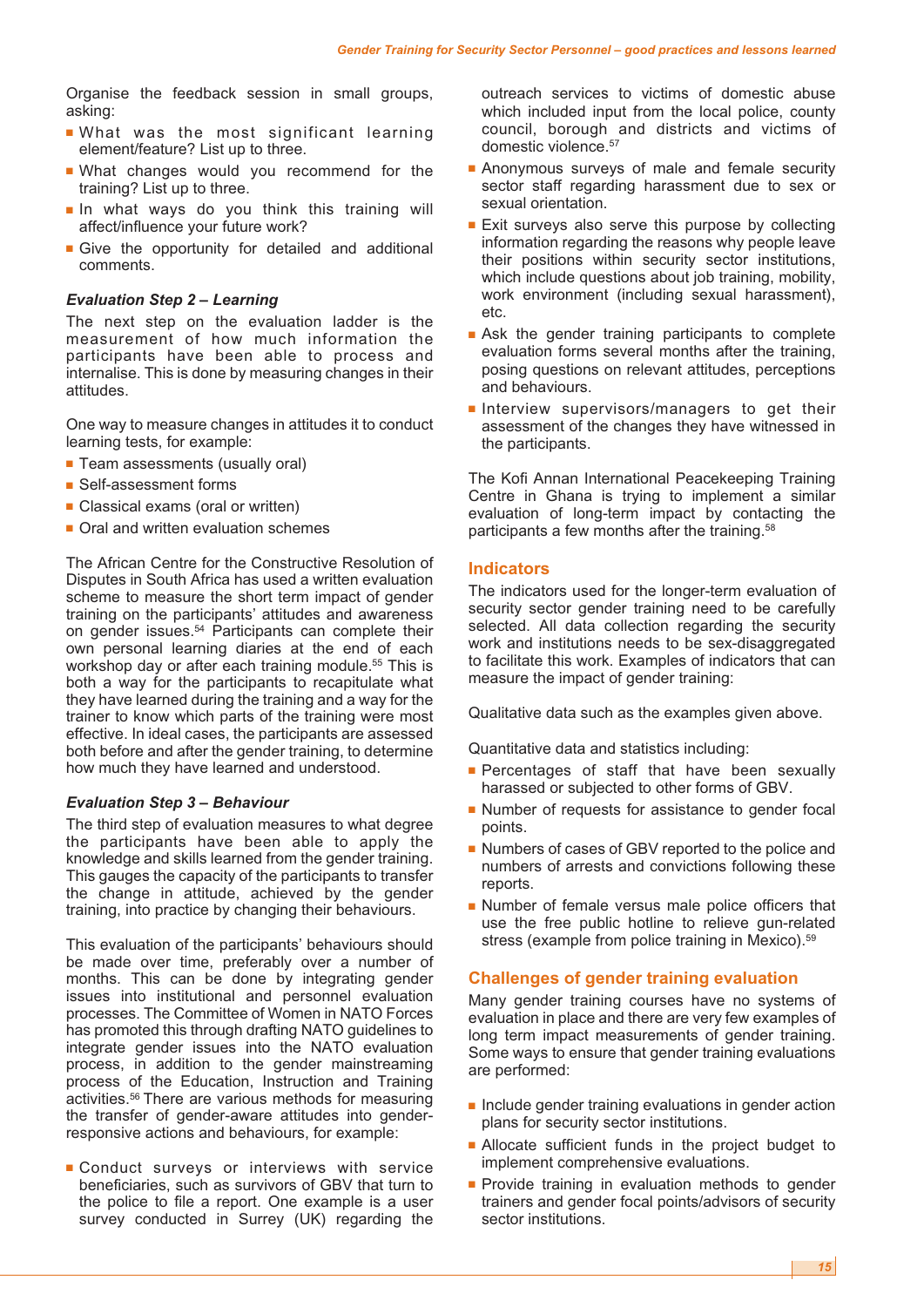Organise the feedback session in small groups, asking:

- What was the most significant learning element/feature? List up to three.
- What changes would you recommend for the training? List up to three.
- In what ways do you think this training will affect/influence your future work?
- Give the opportunity for detailed and additional comments.

### *Evaluation Step 2 – Learning*

The next step on the evaluation ladder is the measurement of how much information the participants have been able to process and internalise. This is done by measuring changes in their attitudes.

One way to measure changes in attitudes it to conduct learning tests, for example:

- Team assessments (usually oral)
- Self-assessment forms
- Classical exams (oral or written)
- Oral and written evaluation schemes

The African Centre for the Constructive Resolution of Disputes in South Africa has used a written evaluation scheme to measure the short term impact of gender training on the participants' attitudes and awareness on gender issues.[54] Participants can complete their own personal learning diaries at the end of each workshop day or after each training module.[55] This is both a way for the participants to recapitulate what they have learned during the training and a way for the trainer to know which parts of the training were most effective. In ideal cases, the participants are assessed both before and after the gender training, to determine how much they have learned and understood.

### *Evaluation Step 3 – Behaviour*

The third step of evaluation measures to what degree the participants have been able to apply the knowledge and skills learned from the gender training. This gauges the capacity of the participants to transfer the change in attitude, achieved by the gender training, into practice by changing their behaviours.

This evaluation of the participants' behaviours should be made over time, preferably over a number of months. This can be done by integrating gender issues into institutional and personnel evaluation processes. The Committee of Women in NATO Forces has promoted this through drafting NATO guidelines to integrate gender issues into the NATO evaluation process, in addition to the gender mainstreaming process of the Education, Instruction and Training activities.[56] There are various methods for measuring the transfer of gender-aware attitudes into gender-responsive actions and behaviours, for example:

- Conduct surveys or interviews with service beneficiaries, such as survivors of GBV that turn to the police to file a report. One example is a user survey conducted in Surrey (UK) regarding the outreach services to victims of domestic abuse which included input from the local police, county council, borough and districts and victims of domestic violence.[57]
- Anonymous surveys of male and female security sector staff regarding harassment due to sex or sexual orientation.
- Exit surveys also serve this purpose by collecting information regarding the reasons why people leave their positions within security sector institutions, which include questions about job training, mobility, work environment (including sexual harassment), etc.
- Ask the gender training participants to complete evaluation forms several months after the training, posing questions on relevant attitudes, perceptions and behaviours.
- Interview supervisors/managers to get their assessment of the changes they have witnessed in the participants.

The Kofi Annan International Peacekeeping Training Centre in Ghana is trying to implement a similar evaluation of long-term impact by contacting the participants a few months after the training.[58]

## Indicators

The indicators used for the longer-term evaluation of security sector gender training need to be carefully selected. All data collection regarding the security work and institutions needs to be sex-disaggregated to facilitate this work. Examples of indicators that can measure the impact of gender training:

Qualitative data such as the examples given above.

Quantitative data and statistics including:

- Percentages of staff that have been sexually harassed or subjected to other forms of GBV.
- Number of requests for assistance to gender focal points.
- Numbers of cases of GBV reported to the police and numbers of arrests and convictions following these reports.
- Number of female versus male police officers that use the free public hotline to relieve gun-related stress (example from police training in Mexico).[59]

## Challenges of gender training evaluation

Many gender training courses have no systems of evaluation in place and there are very few examples of long term impact measurements of gender training. Some ways to ensure that gender training evaluations are performed:

- Include gender training evaluations in gender action plans for security sector institutions.
- Allocate sufficient funds in the project budget to implement comprehensive evaluations.
- Provide training in evaluation methods to gender trainers and gender focal points/advisors of security sector institutions.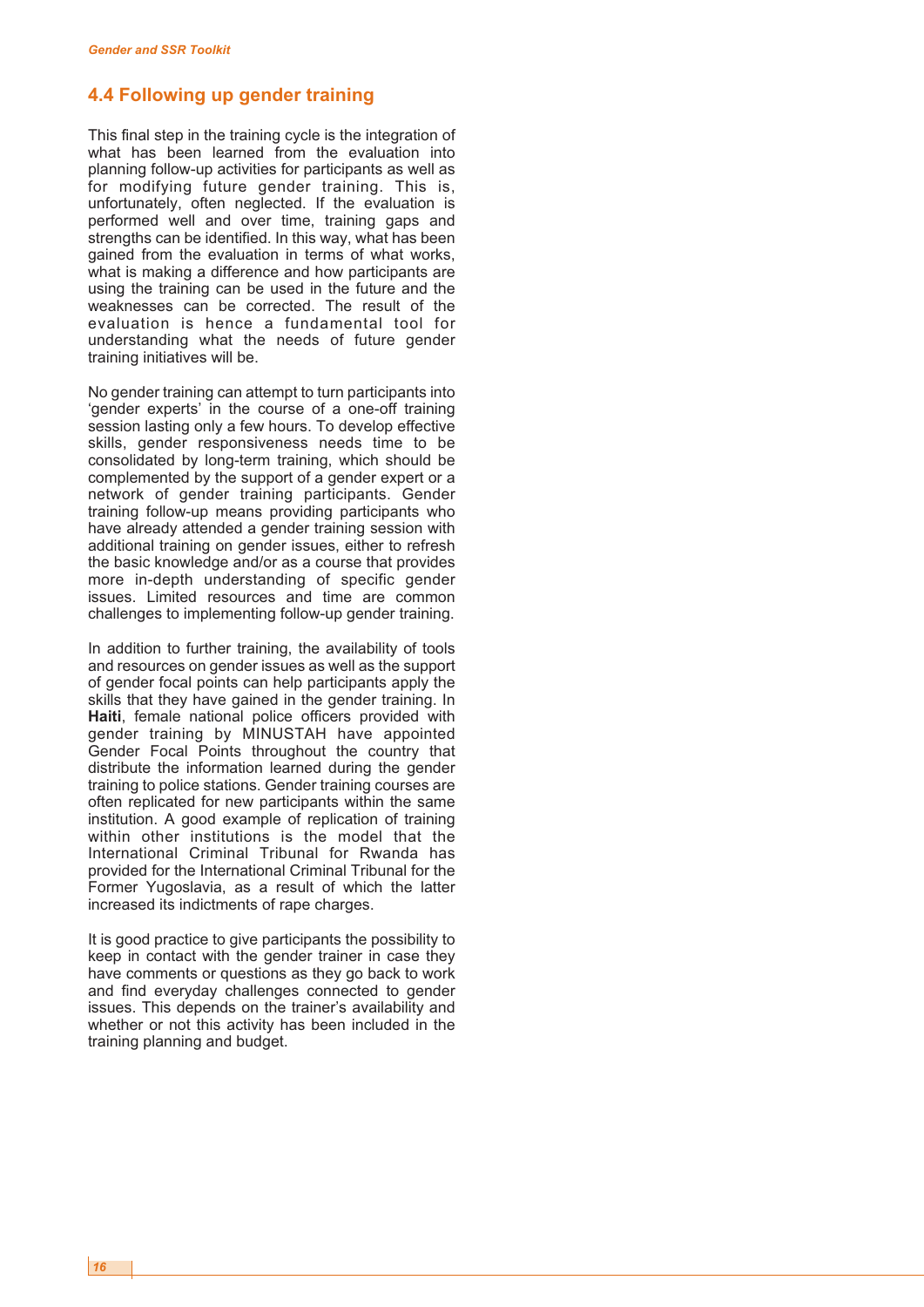## 4.4 Following up gender training

This final step in the training cycle is the integration of what has been learned from the evaluation into planning follow-up activities for participants as well as for modifying future gender training. This is, unfortunately, often neglected. If the evaluation is performed well and over time, training gaps and strengths can be identified. In this way, what has been gained from the evaluation in terms of what works, what is making a difference and how participants are using the training can be used in the future and the weaknesses can be corrected. The result of the evaluation is hence a fundamental tool for understanding what the needs of future gender training initiatives will be.

No gender training can attempt to turn participants into 'gender experts' in the course of a one-off training session lasting only a few hours. To develop effective skills, gender responsiveness needs time to be consolidated by long-term training, which should be complemented by the support of a gender expert or a network of gender training participants. Gender training follow-up means providing participants who have already attended a gender training session with additional training on gender issues, either to refresh the basic knowledge and/or as a course that provides more in-depth understanding of specific gender issues. Limited resources and time are common challenges to implementing follow-up gender training.

In addition to further training, the availability of tools and resources on gender issues as well as the support of gender focal points can help participants apply the skills that they have gained in the gender training. In **Haiti**, female national police officers provided with gender training by MINUSTAH have appointed Gender Focal Points throughout the country that distribute the information learned during the gender training to police stations. Gender training courses are often replicated for new participants within the same institution. A good example of replication of training within other institutions is the model that the International Criminal Tribunal for Rwanda has provided for the International Criminal Tribunal for the Former Yugoslavia, as a result of which the latter increased its indictments of rape charges.

It is good practice to give participants the possibility to keep in contact with the gender trainer in case they have comments or questions as they go back to work and find everyday challenges connected to gender issues. This depends on the trainer's availability and whether or not this activity has been included in the training planning and budget.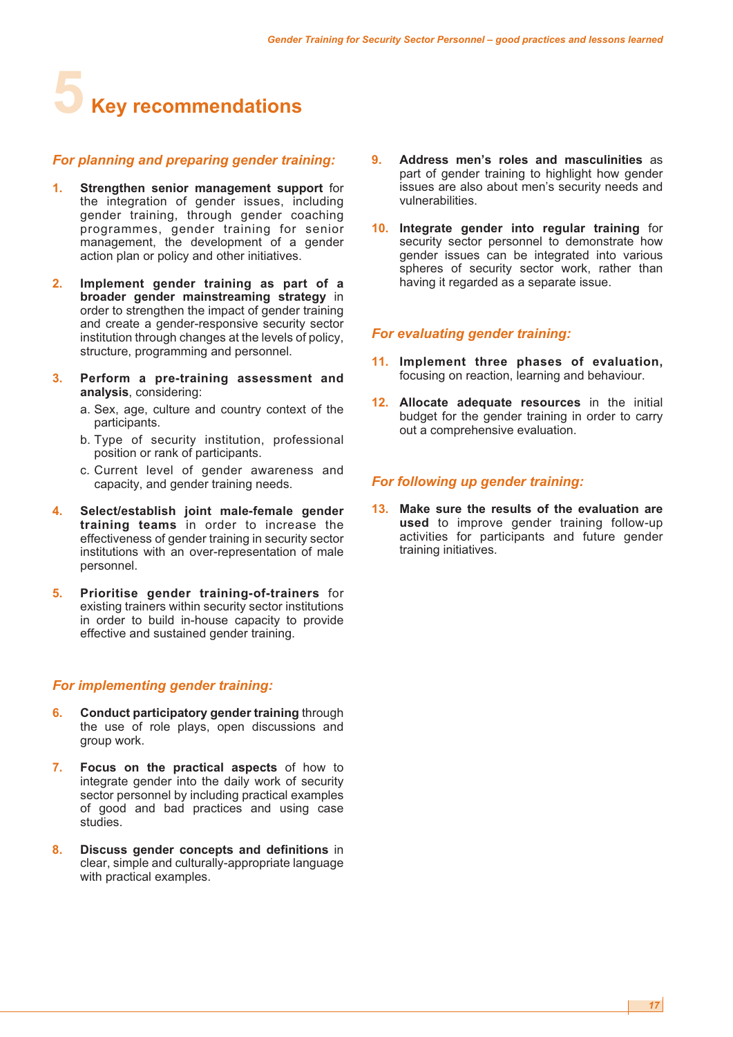# 5 Key recommendations

### *For planning and preparing gender training:*

1. **Strengthen senior management support** for the integration of gender issues, including gender training, through gender coaching programmes, gender training for senior management, the development of a gender action plan or policy and other initiatives.

2. **Implement gender training as part of a broader gender mainstreaming strategy** in order to strengthen the impact of gender training and create a gender-responsive security sector institution through changes at the levels of policy, structure, programming and personnel.

3. **Perform a pre-training assessment and analysis**, considering:
   a. Sex, age, culture and country context of the participants.
   b. Type of security institution, professional position or rank of participants.
   c. Current level of gender awareness and capacity, and gender training needs.

4. **Select/establish joint male-female gender training teams** in order to increase the effectiveness of gender training in security sector institutions with an over-representation of male personnel.

5. **Prioritise gender training-of-trainers** for existing trainers within security sector institutions in order to build in-house capacity to provide effective and sustained gender training.

### *For implementing gender training:*

6. **Conduct participatory gender training** through the use of role plays, open discussions and group work.

7. **Focus on the practical aspects** of how to integrate gender into the daily work of security sector personnel by including practical examples of good and bad practices and using case studies.

8. **Discuss gender concepts and definitions** in clear, simple and culturally-appropriate language with practical examples.

9. **Address men's roles and masculinities** as part of gender training to highlight how gender issues are also about men's security needs and vulnerabilities.

10. **Integrate gender into regular training** for security sector personnel to demonstrate how gender issues can be integrated into various spheres of security sector work, rather than having it regarded as a separate issue.

### *For evaluating gender training:*

11. **Implement three phases of evaluation,** focusing on reaction, learning and behaviour.

12. **Allocate adequate resources** in the initial budget for the gender training in order to carry out a comprehensive evaluation.

### *For following up gender training:*

13. **Make sure the results of the evaluation are used** to improve gender training follow-up activities for participants and future gender training initiatives.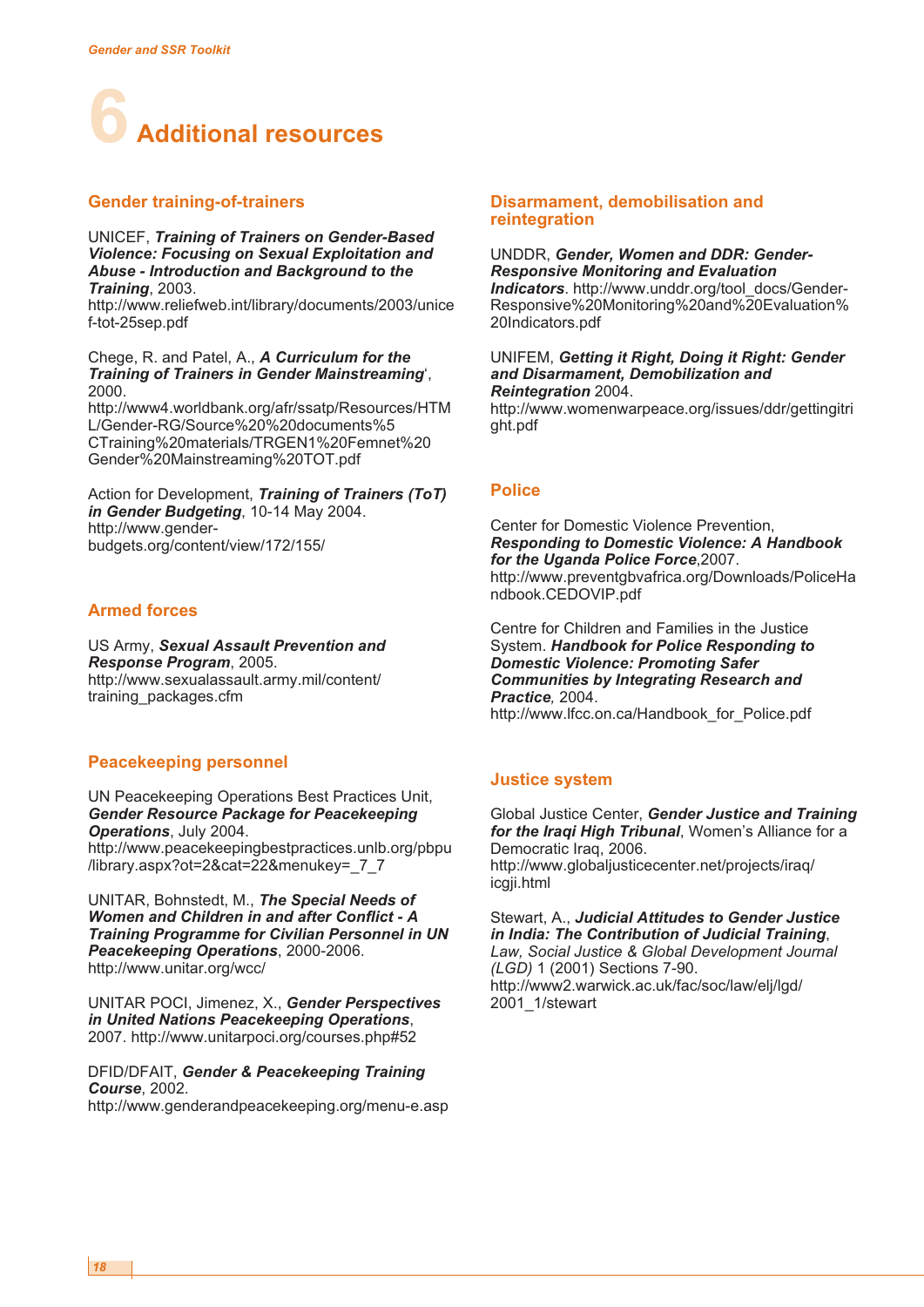# 6 Additional resources

## Gender training-of-trainers

UNICEF, ***Training of Trainers on Gender-Based Violence: Focusing on Sexual Exploitation and Abuse - Introduction and Background to the Training***, 2003.
http://www.reliefweb.int/library/documents/2003/unicef-tot-25sep.pdf

Chege, R. and Patel, A., ***A Curriculum for the Training of Trainers in Gender Mainstreaming***', 2000.
http://www4.worldbank.org/afr/ssatp/Resources/HTML/Gender-RG/Source%20%20documents%5CTraining%20materials/TRGEN1%20Femnet%20Gender%20Mainstreaming%20TOT.pdf

Action for Development, ***Training of Trainers (ToT) in Gender Budgeting***, 10-14 May 2004.
http://www.gender-budgets.org/content/view/172/155/

## Armed forces

US Army, ***Sexual Assault Prevention and Response Program***, 2005.
http://www.sexualassault.army.mil/content/training_packages.cfm

## Peacekeeping personnel

UN Peacekeeping Operations Best Practices Unit, ***Gender Resource Package for Peacekeeping Operations***, July 2004.
http://www.peacekeepingbestpractices.unlb.org/pbpu/library.aspx?ot=2&cat=22&menukey=_7_7

UNITAR, Bohnstedt, M., ***The Special Needs of Women and Children in and after Conflict - A Training Programme for Civilian Personnel in UN Peacekeeping Operations***, 2000-2006.
http://www.unitar.org/wcc/

UNITAR POCI, Jimenez, X., ***Gender Perspectives in United Nations Peacekeeping Operations***, 2007. http://www.unitarpoci.org/courses.php#52

DFID/DFAIT, ***Gender & Peacekeeping Training Course***, 2002.
http://www.genderandpeacekeeping.org/menu-e.asp

## Disarmament, demobilisation and reintegration

UNDDR, ***Gender, Women and DDR: Gender-Responsive Monitoring and Evaluation Indicators***. http://www.unddr.org/tool_docs/Gender-Responsive%20Monitoring%20and%20Evaluation%20Indicators.pdf

UNIFEM, ***Getting it Right, Doing it Right: Gender and Disarmament, Demobilization and Reintegration*** 2004.
http://www.womenwarpeace.org/issues/ddr/gettingitright.pdf

## Police

Center for Domestic Violence Prevention, ***Responding to Domestic Violence: A Handbook for the Uganda Police Force***,2007.
http://www.preventgbvafrica.org/Downloads/PoliceHandbook.CEDOVIP.pdf

Centre for Children and Families in the Justice System. ***Handbook for Police Responding to Domestic Violence: Promoting Safer Communities by Integrating Research and Practice****,* 2004.
http://www.lfcc.on.ca/Handbook_for_Police.pdf

## Justice system

Global Justice Center, ***Gender Justice and Training for the Iraqi High Tribunal***, Women's Alliance for a Democratic Iraq, 2006.
http://www.globaljusticecenter.net/projects/iraq/icgji.html

Stewart, A., ***Judicial Attitudes to Gender Justice in India: The Contribution of Judicial Training***, *Law, Social Justice & Global Development Journal (LGD)* 1 (2001) Sections 7-90.
http://www2.warwick.ac.uk/fac/soc/law/elj/lgd/2001_1/stewart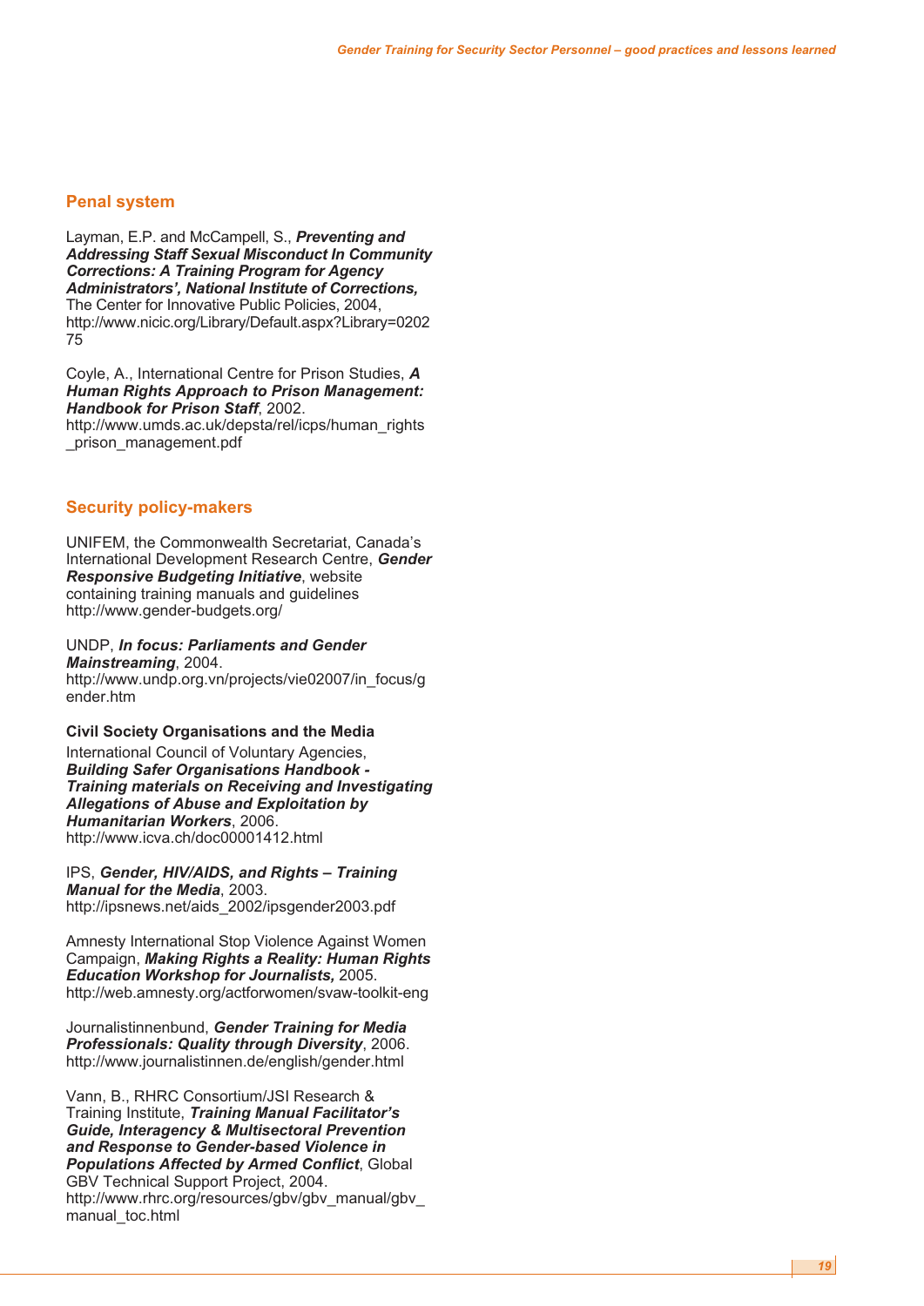## Penal system

Layman, E.P. and McCampell, S., ***Preventing and Addressing Staff Sexual Misconduct In Community Corrections: A Training Program for Agency Administrators', National Institute of Corrections,*** The Center for Innovative Public Policies, 2004, http://www.nicic.org/Library/Default.aspx?Library=020275

Coyle, A., International Centre for Prison Studies, ***A Human Rights Approach to Prison Management: Handbook for Prison Staff***, 2002. http://www.umds.ac.uk/depsta/rel/icps/human_rights_prison_management.pdf

## Security policy-makers

UNIFEM, the Commonwealth Secretariat, Canada's International Development Research Centre, ***Gender Responsive Budgeting Initiative***, website containing training manuals and guidelines http://www.gender-budgets.org/

UNDP, ***In focus: Parliaments and Gender Mainstreaming***, 2004. http://www.undp.org.vn/projects/vie02007/in_focus/gender.htm

### Civil Society Organisations and the Media

International Council of Voluntary Agencies, ***Building Safer Organisations Handbook - Training materials on Receiving and Investigating Allegations of Abuse and Exploitation by Humanitarian Workers***, 2006. http://www.icva.ch/doc00001412.html

IPS, ***Gender, HIV/AIDS, and Rights – Training Manual for the Media***, 2003. http://ipsnews.net/aids_2002/ipsgender2003.pdf

Amnesty International Stop Violence Against Women Campaign, ***Making Rights a Reality: Human Rights Education Workshop for Journalists,*** 2005. http://web.amnesty.org/actforwomen/svaw-toolkit-eng

Journalistinnenbund, ***Gender Training for Media Professionals: Quality through Diversity***, 2006. http://www.journalistinnen.de/english/gender.html

Vann, B., RHRC Consortium/JSI Research & Training Institute, ***Training Manual Facilitator's Guide, Interagency & Multisectoral Prevention and Response to Gender-based Violence in Populations Affected by Armed Conflict***, Global GBV Technical Support Project, 2004. http://www.rhrc.org/resources/gbv/gbv_manual/gbv_manual_toc.html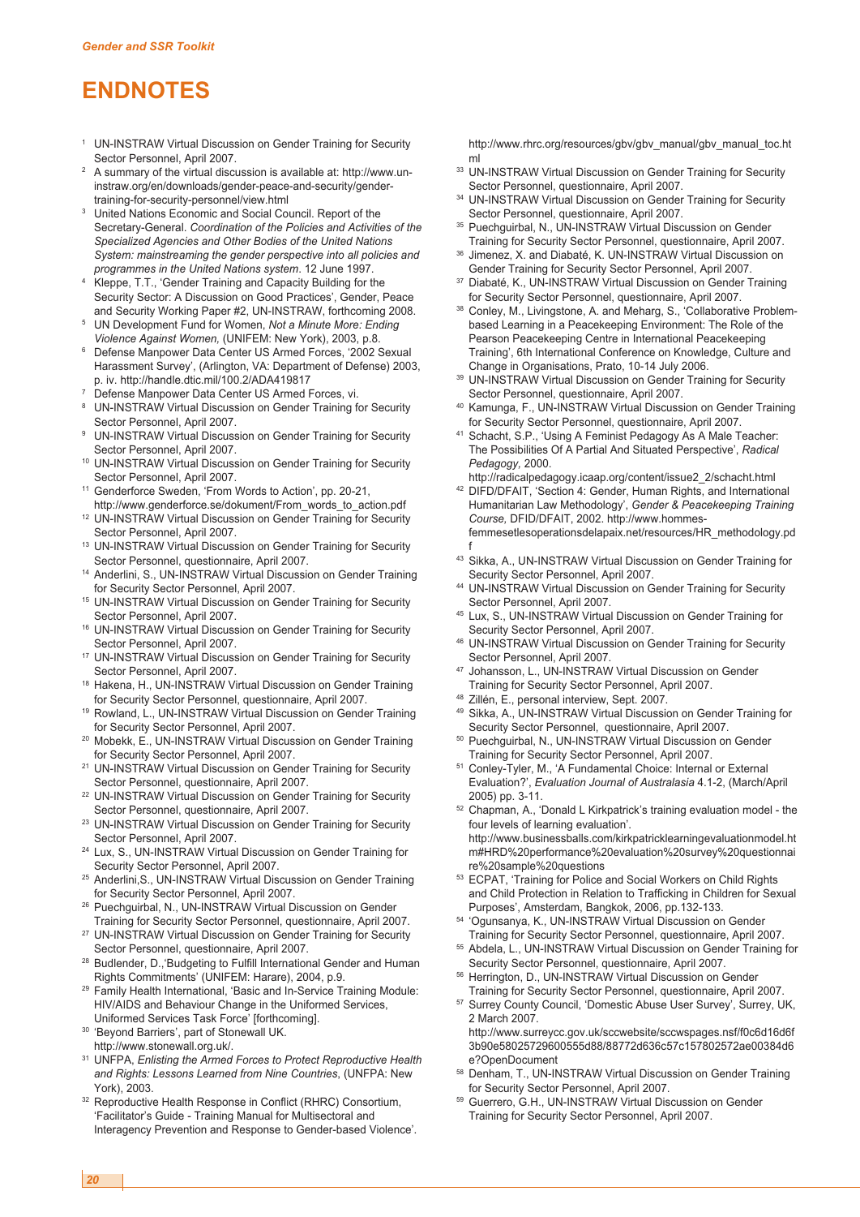# ENDNOTES

1. UN-INSTRAW Virtual Discussion on Gender Training for Security Sector Personnel, April 2007.
2. A summary of the virtual discussion is available at: http://www.un-instraw.org/en/downloads/gender-peace-and-security/gender-training-for-security-personnel/view.html
3. United Nations Economic and Social Council. Report of the Secretary-General. *Coordination of the Policies and Activities of the Specialized Agencies and Other Bodies of the United Nations System: mainstreaming the gender perspective into all policies and programmes in the United Nations system.* 12 June 1997.
4. Kleppe, T.T., 'Gender Training and Capacity Building for the Security Sector: A Discussion on Good Practices', Gender, Peace and Security Working Paper #2, UN-INSTRAW, forthcoming 2008.
5. UN Development Fund for Women, *Not a Minute More: Ending Violence Against Women,* (UNIFEM: New York), 2003, p.8.
6. Defense Manpower Data Center US Armed Forces, '2002 Sexual Harassment Survey', (Arlington, VA: Department of Defense) 2003, p. iv. http://handle.dtic.mil/100.2/ADA419817
7. Defense Manpower Data Center US Armed Forces, vi.
8. UN-INSTRAW Virtual Discussion on Gender Training for Security Sector Personnel, April 2007.
9. UN-INSTRAW Virtual Discussion on Gender Training for Security Sector Personnel, April 2007.
10. UN-INSTRAW Virtual Discussion on Gender Training for Security Sector Personnel, April 2007.
11. Genderforce Sweden, 'From Words to Action', pp. 20-21, http://www.genderforce.se/dokument/From_words_to_action.pdf
12. UN-INSTRAW Virtual Discussion on Gender Training for Security Sector Personnel, April 2007.
13. UN-INSTRAW Virtual Discussion on Gender Training for Security Sector Personnel, questionnaire, April 2007.
14. Anderlini, S., UN-INSTRAW Virtual Discussion on Gender Training for Security Sector Personnel, April 2007.
15. UN-INSTRAW Virtual Discussion on Gender Training for Security Sector Personnel, April 2007.
16. UN-INSTRAW Virtual Discussion on Gender Training for Security Sector Personnel, April 2007.
17. UN-INSTRAW Virtual Discussion on Gender Training for Security Sector Personnel, April 2007.
18. Hakena, H., UN-INSTRAW Virtual Discussion on Gender Training for Security Sector Personnel, questionnaire, April 2007.
19. Rowland, L., UN-INSTRAW Virtual Discussion on Gender Training for Security Sector Personnel, April 2007.
20. Mobekk, E., UN-INSTRAW Virtual Discussion on Gender Training for Security Sector Personnel, April 2007.
21. UN-INSTRAW Virtual Discussion on Gender Training for Security Sector Personnel, questionnaire, April 2007.
22. UN-INSTRAW Virtual Discussion on Gender Training for Security Sector Personnel, questionnaire, April 2007.
23. UN-INSTRAW Virtual Discussion on Gender Training for Security Sector Personnel, April 2007.
24. Lux, S., UN-INSTRAW Virtual Discussion on Gender Training for Security Sector Personnel, April 2007.
25. Anderlini,S., UN-INSTRAW Virtual Discussion on Gender Training for Security Sector Personnel, April 2007.
26. Puechguirbal, N., UN-INSTRAW Virtual Discussion on Gender Training for Security Sector Personnel, questionnaire, April 2007.
27. UN-INSTRAW Virtual Discussion on Gender Training for Security Sector Personnel, questionnaire, April 2007.
28. Budlender, D.,'Budgeting to Fulfill International Gender and Human Rights Commitments' (UNIFEM: Harare), 2004, p.9.
29. Family Health International, 'Basic and In-Service Training Module: HIV/AIDS and Behaviour Change in the Uniformed Services, Uniformed Services Task Force' [forthcoming].
30. 'Beyond Barriers', part of Stonewall UK. http://www.stonewall.org.uk/.
31. UNFPA, *Enlisting the Armed Forces to Protect Reproductive Health and Rights: Lessons Learned from Nine Countries*, (UNFPA: New York), 2003.
32. Reproductive Health Response in Conflict (RHRC) Consortium, 'Facilitator's Guide - Training Manual for Multisectoral and Interagency Prevention and Response to Gender-based Violence'. http://www.rhrc.org/resources/gbv/gbv_manual/gbv_manual_toc.html
33. UN-INSTRAW Virtual Discussion on Gender Training for Security Sector Personnel, questionnaire, April 2007.
34. UN-INSTRAW Virtual Discussion on Gender Training for Security Sector Personnel, questionnaire, April 2007.
35. Puechguirbal, N., UN-INSTRAW Virtual Discussion on Gender Training for Security Sector Personnel, questionnaire, April 2007.
36. Jimenez, X. and Diabaté, K. UN-INSTRAW Virtual Discussion on Gender Training for Security Sector Personnel, April 2007.
37. Diabaté, K., UN-INSTRAW Virtual Discussion on Gender Training for Security Sector Personnel, questionnaire, April 2007.
38. Conley, M., Livingstone, A. and Meharg, S., 'Collaborative Problem-based Learning in a Peacekeeping Environment: The Role of the Pearson Peacekeeping Centre in International Peacekeeping Training', 6th International Conference on Knowledge, Culture and Change in Organisations, Prato, 10-14 July 2006.
39. UN-INSTRAW Virtual Discussion on Gender Training for Security Sector Personnel, questionnaire, April 2007.
40. Kamunga, F., UN-INSTRAW Virtual Discussion on Gender Training for Security Sector Personnel, questionnaire, April 2007.
41. Schacht, S.P., 'Using A Feminist Pedagogy As A Male Teacher: The Possibilities Of A Partial And Situated Perspective', *Radical Pedagogy,* 2000. http://radicalpedagogy.icaap.org/content/issue2_2/schacht.html
42. DIFD/DFAIT, 'Section 4: Gender, Human Rights, and International Humanitarian Law Methodology', *Gender & Peacekeeping Training Course,* DFID/DFAIT, 2002. http://www.hommes-femmesetlesoperationsdelapaix.net/resources/HR_methodology.pdf
43. Sikka, A., UN-INSTRAW Virtual Discussion on Gender Training for Security Sector Personnel, April 2007.
44. UN-INSTRAW Virtual Discussion on Gender Training for Security Sector Personnel, April 2007.
45. Lux, S., UN-INSTRAW Virtual Discussion on Gender Training for Security Sector Personnel, April 2007.
46. UN-INSTRAW Virtual Discussion on Gender Training for Security Sector Personnel, April 2007.
47. Johansson, L., UN-INSTRAW Virtual Discussion on Gender Training for Security Sector Personnel, April 2007.
48. Zillén, E., personal interview, Sept. 2007.
49. Sikka, A., UN-INSTRAW Virtual Discussion on Gender Training for Security Sector Personnel, questionnaire, April 2007.
50. Puechguirbal, N., UN-INSTRAW Virtual Discussion on Gender Training for Security Sector Personnel, April 2007.
51. Conley-Tyler, M., 'A Fundamental Choice: Internal or External Evaluation?', *Evaluation Journal of Australasia* 4.1-2, (March/April 2005) pp. 3-11.
52. Chapman, A., 'Donald L Kirkpatrick's training evaluation model - the four levels of learning evaluation'. http://www.businessballs.com/kirkpatricklearningevaluationmodel.htm#HRD%20performance%20evaluation%20survey%20questionnaire%20sample%20questions
53. ECPAT, 'Training for Police and Social Workers on Child Rights and Child Protection in Relation to Trafficking in Children for Sexual Purposes', Amsterdam, Bangkok, 2006, pp.132-133.
54. 'Ogunsanya, K., UN-INSTRAW Virtual Discussion on Gender Training for Security Sector Personnel, questionnaire, April 2007.
55. Abdela, L., UN-INSTRAW Virtual Discussion on Gender Training for Security Sector Personnel, questionnaire, April 2007.
56. Herrington, D., UN-INSTRAW Virtual Discussion on Gender Training for Security Sector Personnel, questionnaire, April 2007.
57. Surrey County Council, 'Domestic Abuse User Survey', Surrey, UK, 2 March 2007. http://www.surreycc.gov.uk/sccwebsite/sccwspages.nsf/f0c6d16d6f3b90e58025729600555d88/88772d636c57c157802572ae00384d6e?OpenDocument
58. Denham, T., UN-INSTRAW Virtual Discussion on Gender Training for Security Sector Personnel, April 2007.
59. Guerrero, G.H., UN-INSTRAW Virtual Discussion on Gender Training for Security Sector Personnel, April 2007.